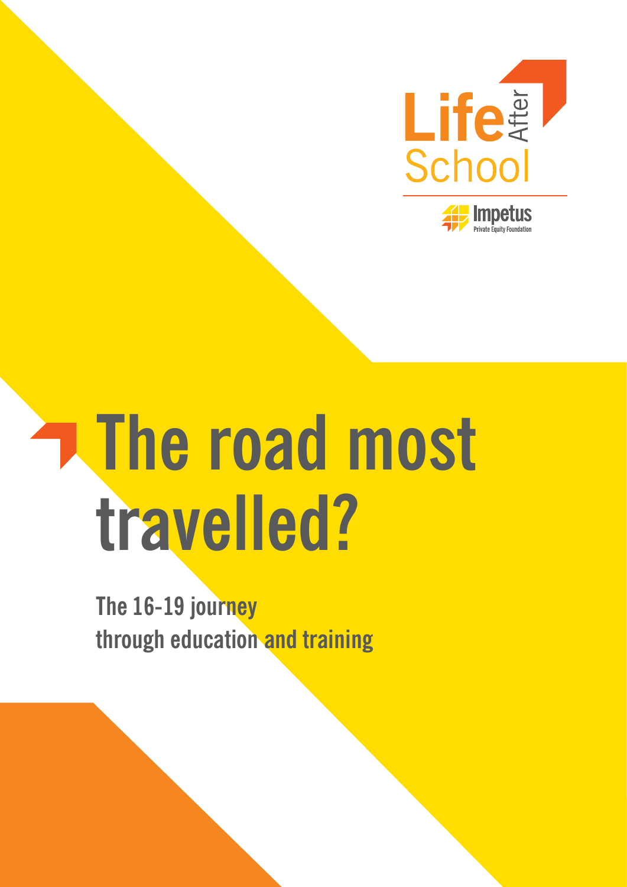Life After School

Impetus
Private Equity Foundation

# The road most travelled?

## The 16-19 journey through education and training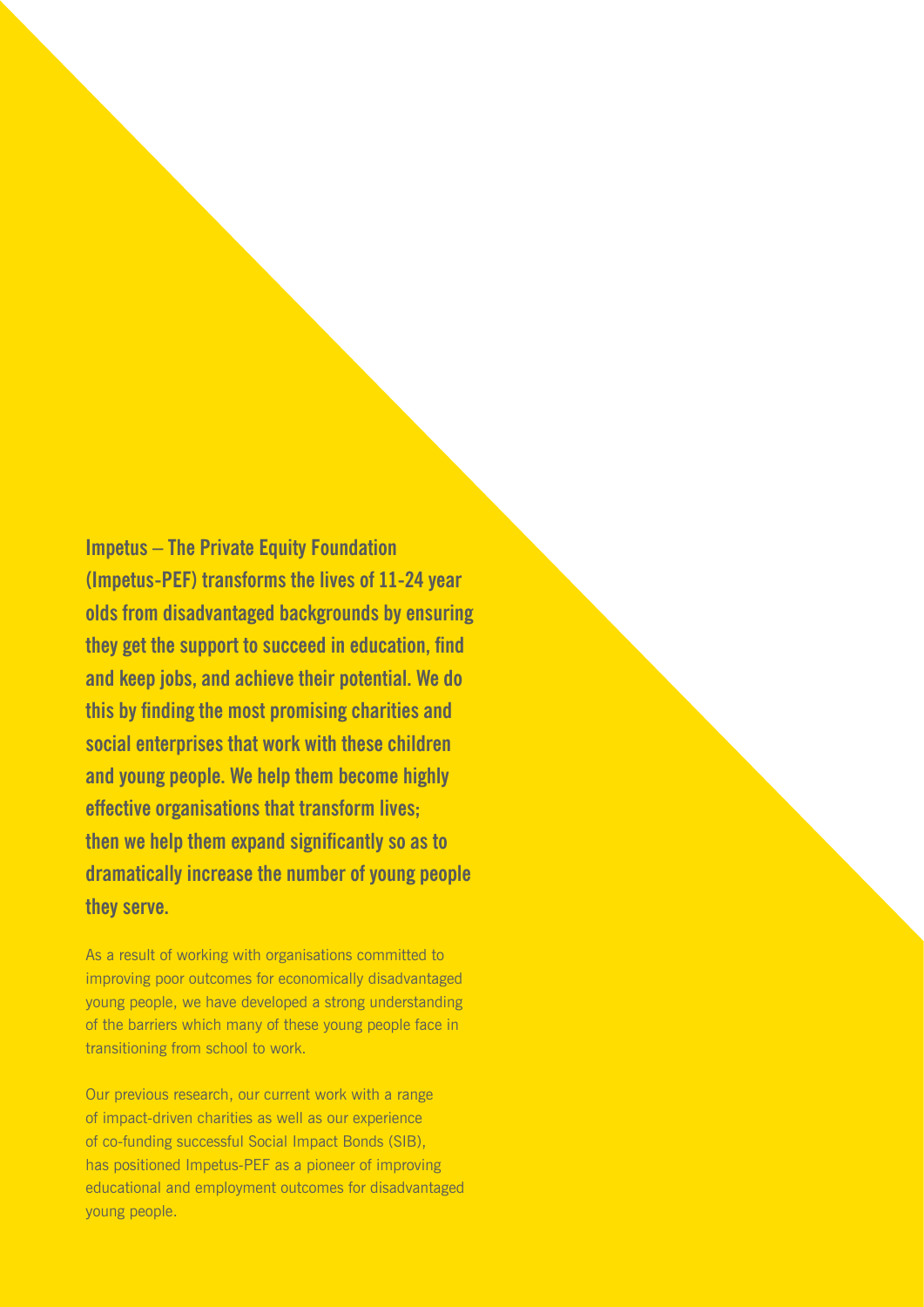**Impetus – The Private Equity Foundation (Impetus-PEF) transforms the lives of 11-24 year olds from disadvantaged backgrounds by ensuring they get the support to succeed in education, find and keep jobs, and achieve their potential. We do this by finding the most promising charities and social enterprises that work with these children and young people. We help them become highly effective organisations that transform lives; then we help them expand significantly so as to dramatically increase the number of young people they serve.**

As a result of working with organisations committed to improving poor outcomes for economically disadvantaged young people, we have developed a strong understanding of the barriers which many of these young people face in transitioning from school to work.

Our previous research, our current work with a range of impact-driven charities as well as our experience of co-funding successful Social Impact Bonds (SIB), has positioned Impetus-PEF as a pioneer of improving educational and employment outcomes for disadvantaged young people.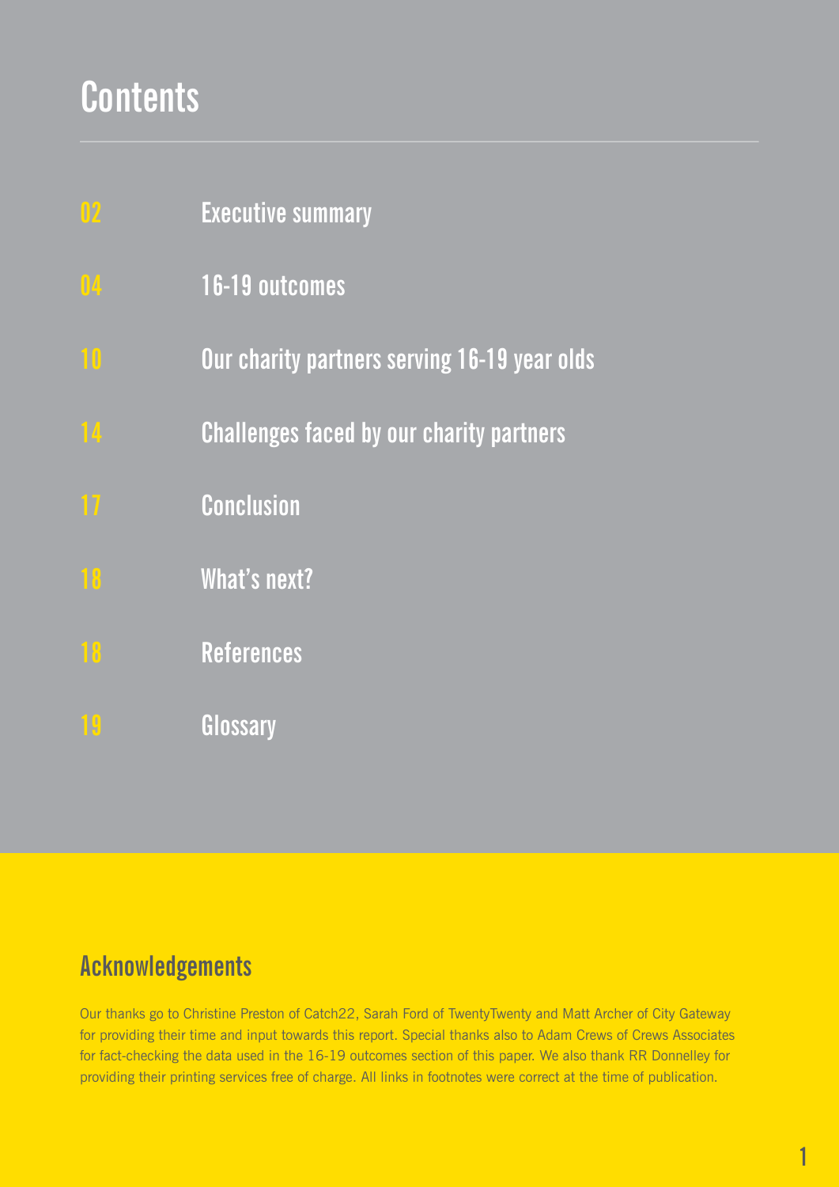# Contents

| | |
|---|---|
| 02 | Executive summary |
| 04 | 16-19 outcomes |
| 10 | Our charity partners serving 16-19 year olds |
| 14 | Challenges faced by our charity partners |
| 17 | Conclusion |
| 18 | What's next? |
| 18 | References |
| 19 | Glossary |

## Acknowledgements

Our thanks go to Christine Preston of Catch22, Sarah Ford of TwentyTwenty and Matt Archer of City Gateway for providing their time and input towards this report. Special thanks also to Adam Crews of Crews Associates for fact-checking the data used in the 16-19 outcomes section of this paper. We also thank RR Donnelley for providing their printing services free of charge. All links in footnotes were correct at the time of publication.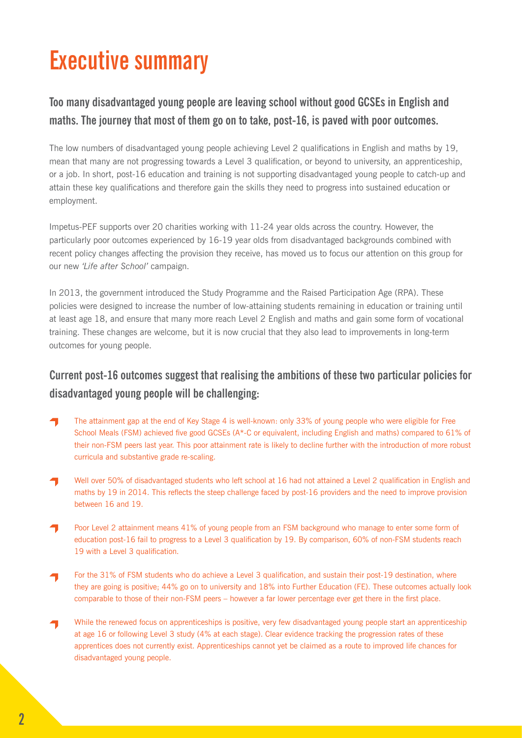# Executive summary

## Too many disadvantaged young people are leaving school without good GCSEs in English and maths. The journey that most of them go on to take, post-16, is paved with poor outcomes.

The low numbers of disadvantaged young people achieving Level 2 qualifications in English and maths by 19, mean that many are not progressing towards a Level 3 qualification, or beyond to university, an apprenticeship, or a job. In short, post-16 education and training is not supporting disadvantaged young people to catch-up and attain these key qualifications and therefore gain the skills they need to progress into sustained education or employment.

Impetus-PEF supports over 20 charities working with 11-24 year olds across the country. However, the particularly poor outcomes experienced by 16-19 year olds from disadvantaged backgrounds combined with recent policy changes affecting the provision they receive, has moved us to focus our attention on this group for our new *'Life after School'* campaign.

In 2013, the government introduced the Study Programme and the Raised Participation Age (RPA). These policies were designed to increase the number of low-attaining students remaining in education or training until at least age 18, and ensure that many more reach Level 2 English and maths and gain some form of vocational training. These changes are welcome, but it is now crucial that they also lead to improvements in long-term outcomes for young people.

## Current post-16 outcomes suggest that realising the ambitions of these two particular policies for disadvantaged young people will be challenging:

- The attainment gap at the end of Key Stage 4 is well-known: only 33% of young people who were eligible for Free School Meals (FSM) achieved five good GCSEs (A*-C or equivalent, including English and maths) compared to 61% of their non-FSM peers last year. This poor attainment rate is likely to decline further with the introduction of more robust curricula and substantive grade re-scaling.
- Well over 50% of disadvantaged students who left school at 16 had not attained a Level 2 qualification in English and maths by 19 in 2014. This reflects the steep challenge faced by post-16 providers and the need to improve provision between 16 and 19.
- Poor Level 2 attainment means 41% of young people from an FSM background who manage to enter some form of education post-16 fail to progress to a Level 3 qualification by 19. By comparison, 60% of non-FSM students reach 19 with a Level 3 qualification.
- For the 31% of FSM students who do achieve a Level 3 qualification, and sustain their post-19 destination, where they are going is positive; 44% go on to university and 18% into Further Education (FE). These outcomes actually look comparable to those of their non-FSM peers – however a far lower percentage ever get there in the first place.
- While the renewed focus on apprenticeships is positive, very few disadvantaged young people start an apprenticeship at age 16 or following Level 3 study (4% at each stage). Clear evidence tracking the progression rates of these apprentices does not currently exist. Apprenticeships cannot yet be claimed as a route to improved life chances for disadvantaged young people.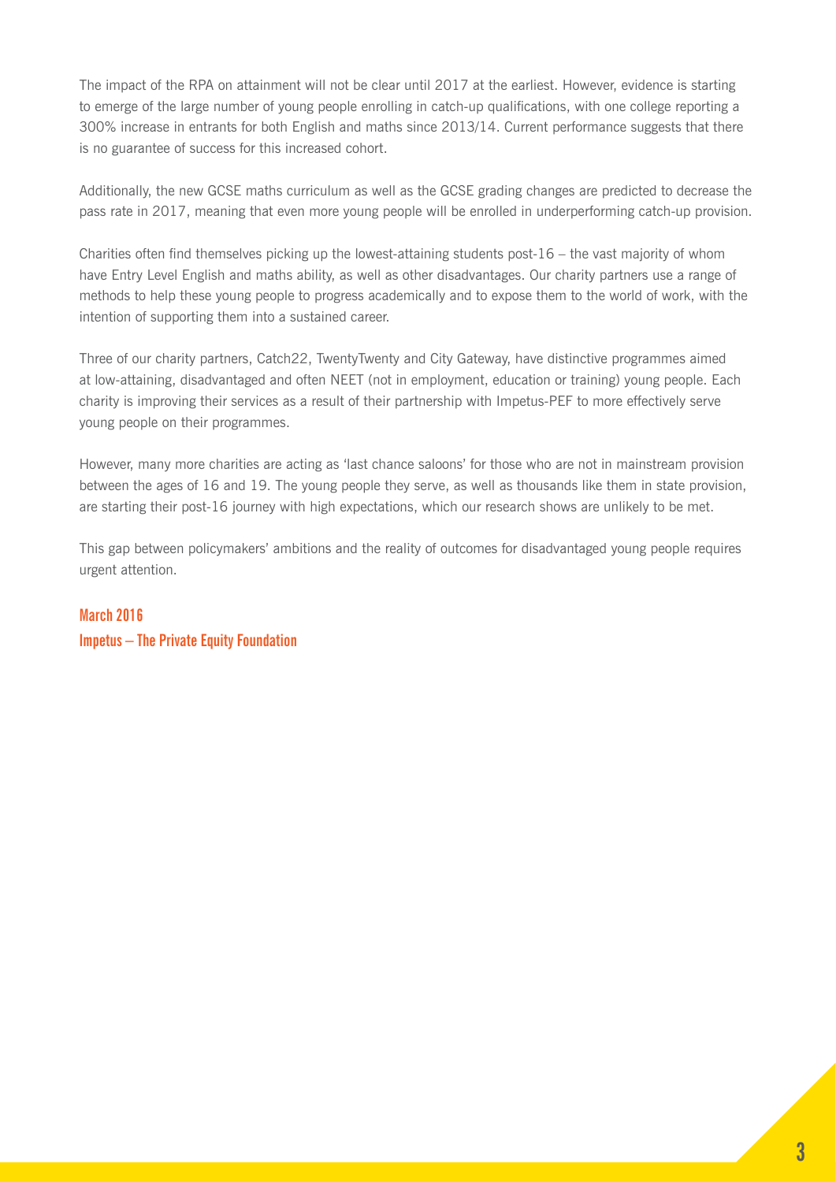The impact of the RPA on attainment will not be clear until 2017 at the earliest. However, evidence is starting to emerge of the large number of young people enrolling in catch-up qualifications, with one college reporting a 300% increase in entrants for both English and maths since 2013/14. Current performance suggests that there is no guarantee of success for this increased cohort.

Additionally, the new GCSE maths curriculum as well as the GCSE grading changes are predicted to decrease the pass rate in 2017, meaning that even more young people will be enrolled in underperforming catch-up provision.

Charities often find themselves picking up the lowest-attaining students post-16 – the vast majority of whom have Entry Level English and maths ability, as well as other disadvantages. Our charity partners use a range of methods to help these young people to progress academically and to expose them to the world of work, with the intention of supporting them into a sustained career.

Three of our charity partners, Catch22, TwentyTwenty and City Gateway, have distinctive programmes aimed at low-attaining, disadvantaged and often NEET (not in employment, education or training) young people. Each charity is improving their services as a result of their partnership with Impetus-PEF to more effectively serve young people on their programmes.

However, many more charities are acting as 'last chance saloons' for those who are not in mainstream provision between the ages of 16 and 19. The young people they serve, as well as thousands like them in state provision, are starting their post-16 journey with high expectations, which our research shows are unlikely to be met.

This gap between policymakers' ambitions and the reality of outcomes for disadvantaged young people requires urgent attention.

**March 2016**
**Impetus – The Private Equity Foundation**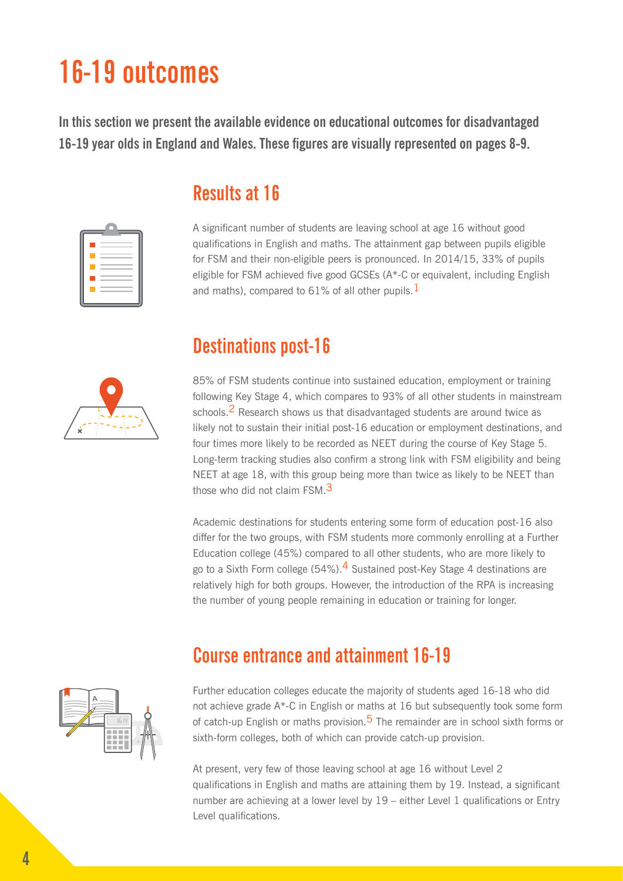# 16-19 outcomes

**In this section we present the available evidence on educational outcomes for disadvantaged 16-19 year olds in England and Wales. These figures are visually represented on pages 8-9.**

## Results at 16

A significant number of students are leaving school at age 16 without good qualifications in English and maths. The attainment gap between pupils eligible for FSM and their non-eligible peers is pronounced. In 2014/15, 33% of pupils eligible for FSM achieved five good GCSEs (A*-C or equivalent, including English and maths), compared to 61% of all other pupils.[1]

## Destinations post-16

85% of FSM students continue into sustained education, employment or training following Key Stage 4, which compares to 93% of all other students in mainstream schools.[2] Research shows us that disadvantaged students are around twice as likely not to sustain their initial post-16 education or employment destinations, and four times more likely to be recorded as NEET during the course of Key Stage 5. Long-term tracking studies also confirm a strong link with FSM eligibility and being NEET at age 18, with this group being more than twice as likely to be NEET than those who did not claim FSM.[3]

Academic destinations for students entering some form of education post-16 also differ for the two groups, with FSM students more commonly enrolling at a Further Education college (45%) compared to all other students, who are more likely to go to a Sixth Form college (54%).[4] Sustained post-Key Stage 4 destinations are relatively high for both groups. However, the introduction of the RPA is increasing the number of young people remaining in education or training for longer.

## Course entrance and attainment 16-19

Further education colleges educate the majority of students aged 16-18 who did not achieve grade A*-C in English or maths at 16 but subsequently took some form of catch-up English or maths provision.[5] The remainder are in school sixth forms or sixth-form colleges, both of which can provide catch-up provision.

At present, very few of those leaving school at age 16 without Level 2 qualifications in English and maths are attaining them by 19. Instead, a significant number are achieving at a lower level by 19 – either Level 1 qualifications or Entry Level qualifications.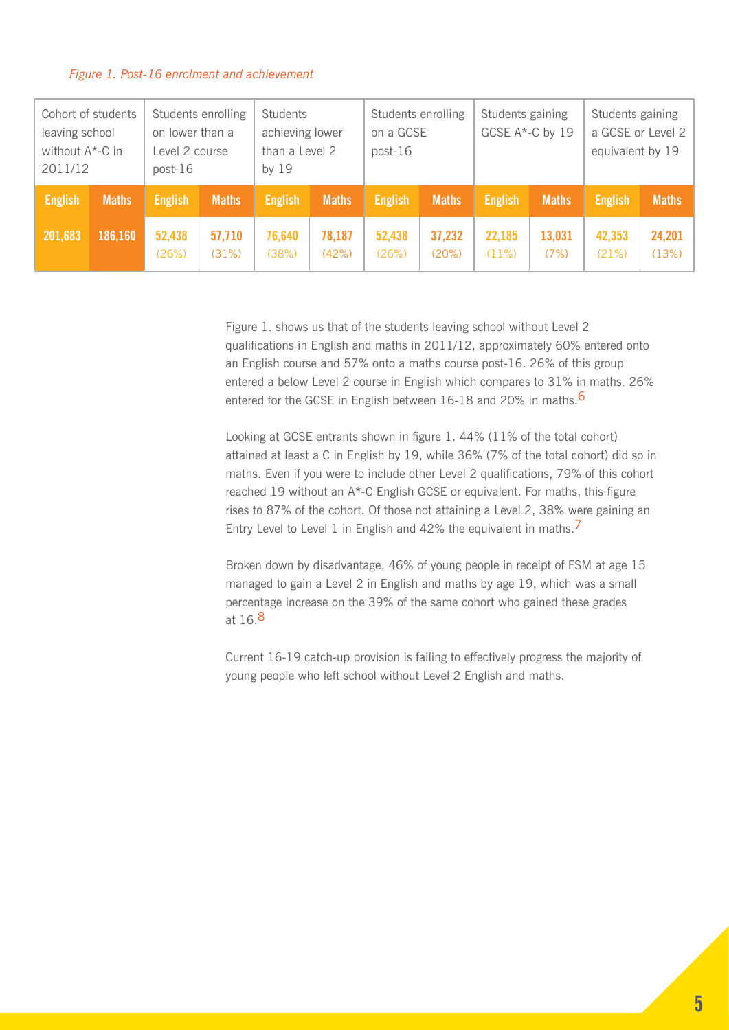*Figure 1. Post-16 enrolment and achievement*

| Cohort of students leaving school without A*-C in 2011/12 | | Students enrolling on lower than a Level 2 course post-16 | | Students achieving lower than a Level 2 by 19 | | Students enrolling on a GCSE post-16 | | Students gaining GCSE A*-C by 19 | | Students gaining a GCSE or Level 2 equivalent by 19 | |
|---|---|---|---|---|---|---|---|---|---|---|---|
| **English** | **Maths** | **English** | **Maths** | **English** | **Maths** | **English** | **Maths** | **English** | **Maths** | **English** | **Maths** |
| **201,683** | **186,160** | **52,438** (26%) | **57,710** (31%) | **76,640** (38%) | **78,187** (42%) | **52,438** (26%) | **37,232** (20%) | **22,185** (11%) | **13,031** (7%) | **42,353** (21%) | **24,201** (13%) |

Figure 1. shows us that of the students leaving school without Level 2 qualifications in English and maths in 2011/12, approximately 60% entered onto an English course and 57% onto a maths course post-16. 26% of this group entered a below Level 2 course in English which compares to 31% in maths. 26% entered for the GCSE in English between 16-18 and 20% in maths.[6]

Looking at GCSE entrants shown in figure 1. 44% (11% of the total cohort) attained at least a C in English by 19, while 36% (7% of the total cohort) did so in maths. Even if you were to include other Level 2 qualifications, 79% of this cohort reached 19 without an A*-C English GCSE or equivalent. For maths, this figure rises to 87% of the cohort. Of those not attaining a Level 2, 38% were gaining an Entry Level to Level 1 in English and 42% the equivalent in maths.[7]

Broken down by disadvantage, 46% of young people in receipt of FSM at age 15 managed to gain a Level 2 in English and maths by age 19, which was a small percentage increase on the 39% of the same cohort who gained these grades at 16.[8]

Current 16-19 catch-up provision is failing to effectively progress the majority of young people who left school without Level 2 English and maths.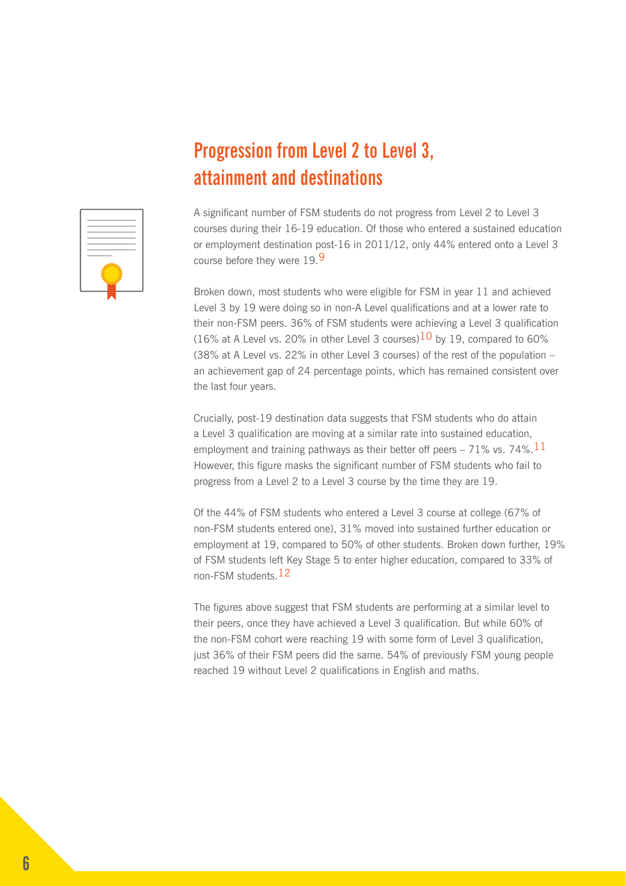## Progression from Level 2 to Level 3, attainment and destinations

A significant number of FSM students do not progress from Level 2 to Level 3 courses during their 16-19 education. Of those who entered a sustained education or employment destination post-16 in 2011/12, only 44% entered onto a Level 3 course before they were 19.[9]

Broken down, most students who were eligible for FSM in year 11 and achieved Level 3 by 19 were doing so in non-A Level qualifications and at a lower rate to their non-FSM peers. 36% of FSM students were achieving a Level 3 qualification (16% at A Level vs. 20% in other Level 3 courses)[10] by 19, compared to 60% (38% at A Level vs. 22% in other Level 3 courses) of the rest of the population – an achievement gap of 24 percentage points, which has remained consistent over the last four years.

Crucially, post-19 destination data suggests that FSM students who do attain a Level 3 qualification are moving at a similar rate into sustained education, employment and training pathways as their better off peers – 71% vs. 74%.[11] However, this figure masks the significant number of FSM students who fail to progress from a Level 2 to a Level 3 course by the time they are 19.

Of the 44% of FSM students who entered a Level 3 course at college (67% of non-FSM students entered one), 31% moved into sustained further education or employment at 19, compared to 50% of other students. Broken down further, 19% of FSM students left Key Stage 5 to enter higher education, compared to 33% of non-FSM students.[12]

The figures above suggest that FSM students are performing at a similar level to their peers, once they have achieved a Level 3 qualification. But while 60% of the non-FSM cohort were reaching 19 with some form of Level 3 qualification, just 36% of their FSM peers did the same. 54% of previously FSM young people reached 19 without Level 2 qualifications in English and maths.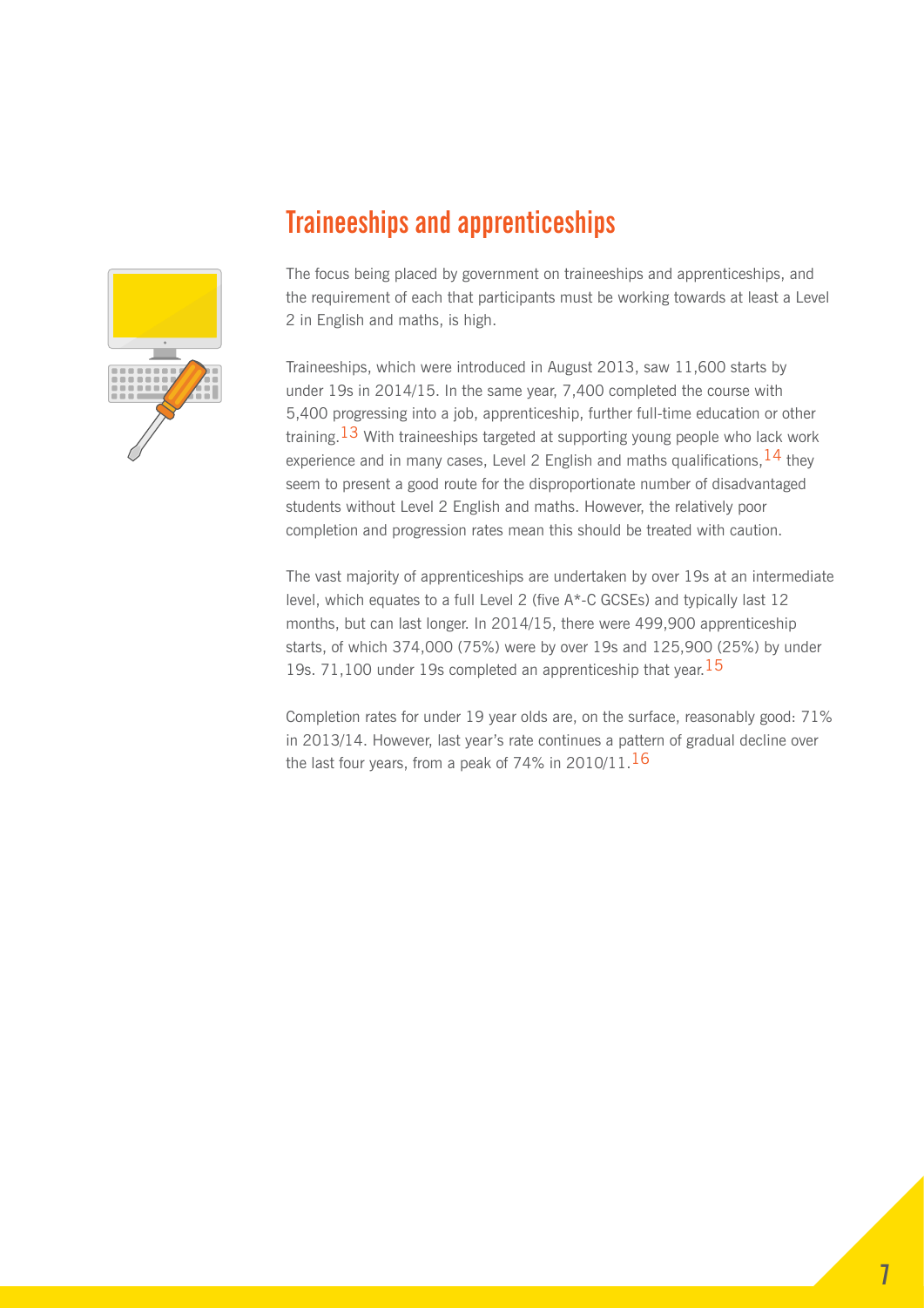## Traineeships and apprenticeships

The focus being placed by government on traineeships and apprenticeships, and the requirement of each that participants must be working towards at least a Level 2 in English and maths, is high.

Traineeships, which were introduced in August 2013, saw 11,600 starts by under 19s in 2014/15. In the same year, 7,400 completed the course with 5,400 progressing into a job, apprenticeship, further full-time education or other training.[13] With traineeships targeted at supporting young people who lack work experience and in many cases, Level 2 English and maths qualifications,[14] they seem to present a good route for the disproportionate number of disadvantaged students without Level 2 English and maths. However, the relatively poor completion and progression rates mean this should be treated with caution.

The vast majority of apprenticeships are undertaken by over 19s at an intermediate level, which equates to a full Level 2 (five A*-C GCSEs) and typically last 12 months, but can last longer. In 2014/15, there were 499,900 apprenticeship starts, of which 374,000 (75%) were by over 19s and 125,900 (25%) by under 19s. 71,100 under 19s completed an apprenticeship that year.[15]

Completion rates for under 19 year olds are, on the surface, reasonably good: 71% in 2013/14. However, last year's rate continues a pattern of gradual decline over the last four years, from a peak of 74% in 2010/11.[16]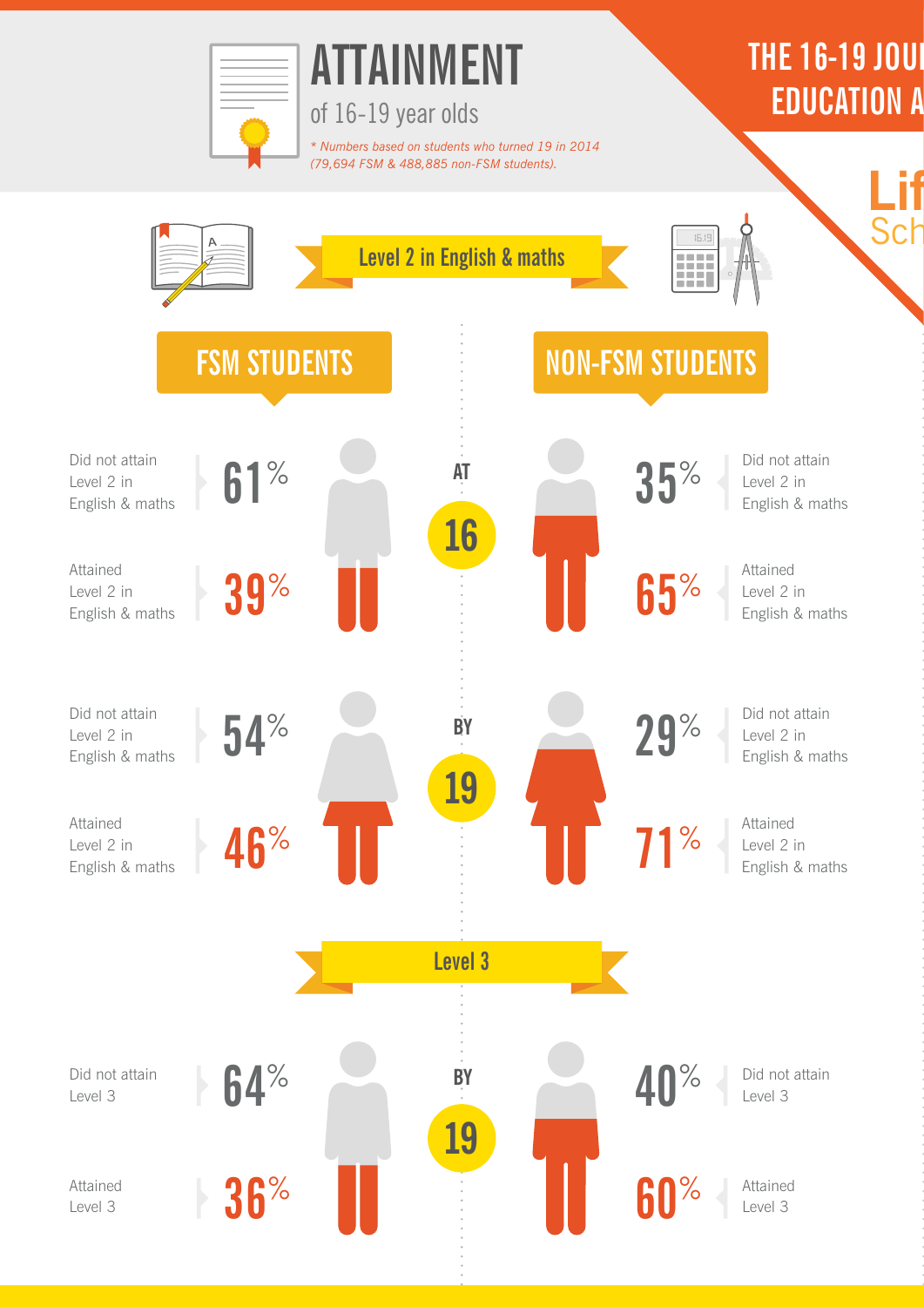# ATTAINMENT

of 16-19 year olds

*\* Numbers based on students who turned 19 in 2014 (79,694 FSM & 488,885 non-FSM students).*

THE 16-19 JOU
EDUCATION A

Lif
Sch

## Level 2 in English & maths

### AT 16

| | FSM STUDENTS | NON-FSM STUDENTS |
|---|---|---|
| Did not attain Level 2 in English & maths | 61% | 35% |
| Attained Level 2 in English & maths | 39% | 65% |

### BY 19

| | FSM STUDENTS | NON-FSM STUDENTS |
|---|---|---|
| Did not attain Level 2 in English & maths | 54% | 29% |
| Attained Level 2 in English & maths | 46% | 71% |

## Level 3

### BY 19

| | FSM STUDENTS | NON-FSM STUDENTS |
|---|---|---|
| Did not attain Level 3 | 64% | 40% |
| Attained Level 3 | 36% | 60% |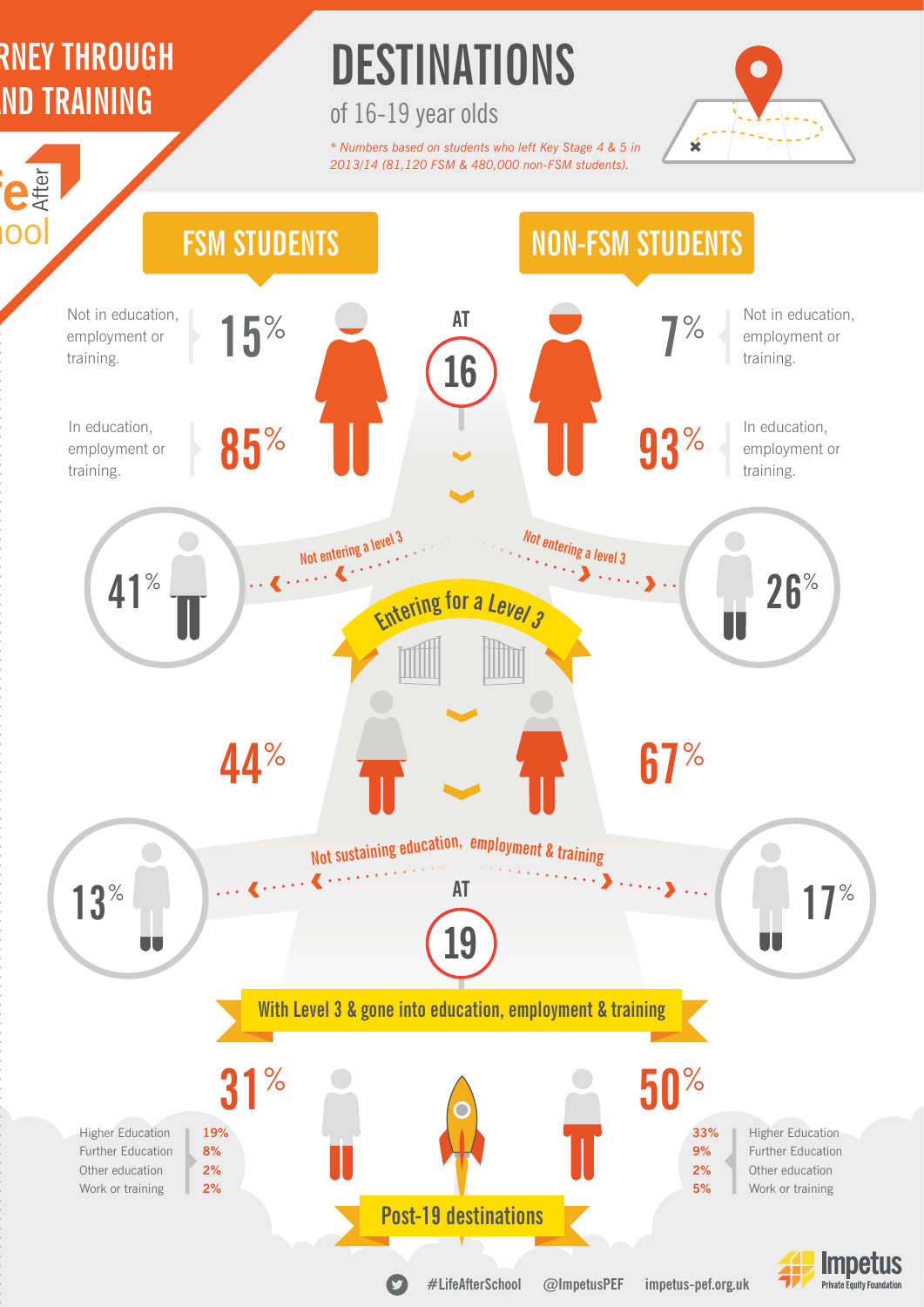# DESTINATIONS

## of 16-19 year olds

*\* Numbers based on students who left Key Stage 4 & 5 in 2013/14 (81,120 FSM & 480,000 non-FSM students).*

| | FSM STUDENTS | NON-FSM STUDENTS |
|---|---|---|
| **AT 16** | | |
| Not in education, employment or training. | 15% | 7% |
| In education, employment or training. | 85% | 93% |
| Not entering a level 3 | 41% | 26% |
| Entering for a Level 3 | 44% | 67% |
| Not sustaining education, employment & training | 13% | 17% |
| **AT 19** | | |
| With Level 3 & gone into education, employment & training | 31% | 50% |
| Higher Education | 19% | 33% |
| Further Education | 8% | 9% |
| Other education | 2% | 2% |
| Work or training | 2% | 5% |

Post-19 destinations

#LifeAfterSchool @ImpetusPEF impetus-pef.org.uk

Impetus Private Equity Foundation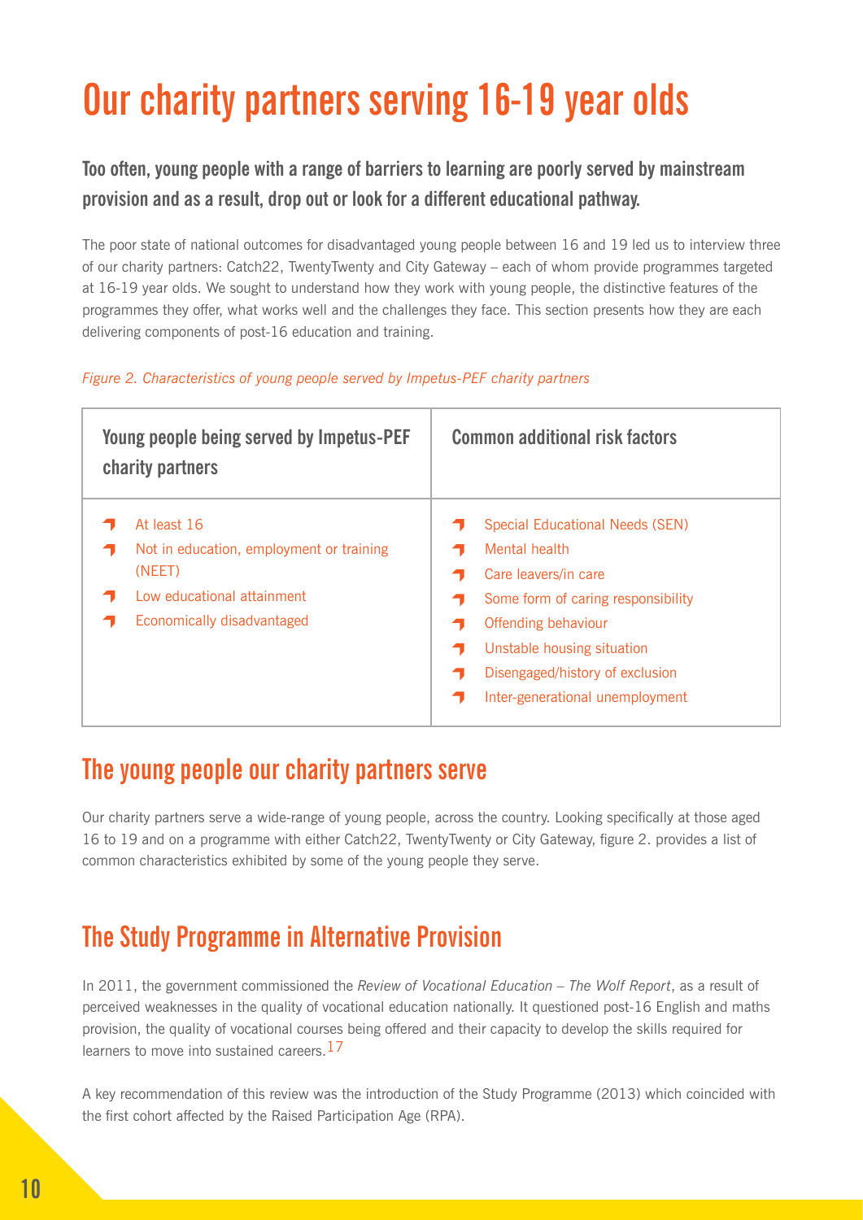# Our charity partners serving 16-19 year olds

**Too often, young people with a range of barriers to learning are poorly served by mainstream provision and as a result, drop out or look for a different educational pathway.**

The poor state of national outcomes for disadvantaged young people between 16 and 19 led us to interview three of our charity partners: Catch22, TwentyTwenty and City Gateway – each of whom provide programmes targeted at 16-19 year olds. We sought to understand how they work with young people, the distinctive features of the programmes they offer, what works well and the challenges they face. This section presents how they are each delivering components of post-16 education and training.

*Figure 2. Characteristics of young people served by Impetus-PEF charity partners*

| Young people being served by Impetus-PEF charity partners | Common additional risk factors |
| --- | --- |
| At least 16<br>Not in education, employment or training (NEET)<br>Low educational attainment<br>Economically disadvantaged | Special Educational Needs (SEN)<br>Mental health<br>Care leavers/in care<br>Some form of caring responsibility<br>Offending behaviour<br>Unstable housing situation<br>Disengaged/history of exclusion<br>Inter-generational unemployment |

## The young people our charity partners serve

Our charity partners serve a wide-range of young people, across the country. Looking specifically at those aged 16 to 19 and on a programme with either Catch22, TwentyTwenty or City Gateway, figure 2. provides a list of common characteristics exhibited by some of the young people they serve.

## The Study Programme in Alternative Provision

In 2011, the government commissioned the *Review of Vocational Education – The Wolf Report*, as a result of perceived weaknesses in the quality of vocational education nationally. It questioned post-16 English and maths provision, the quality of vocational courses being offered and their capacity to develop the skills required for learners to move into sustained careers.[17]

A key recommendation of this review was the introduction of the Study Programme (2013) which coincided with the first cohort affected by the Raised Participation Age (RPA).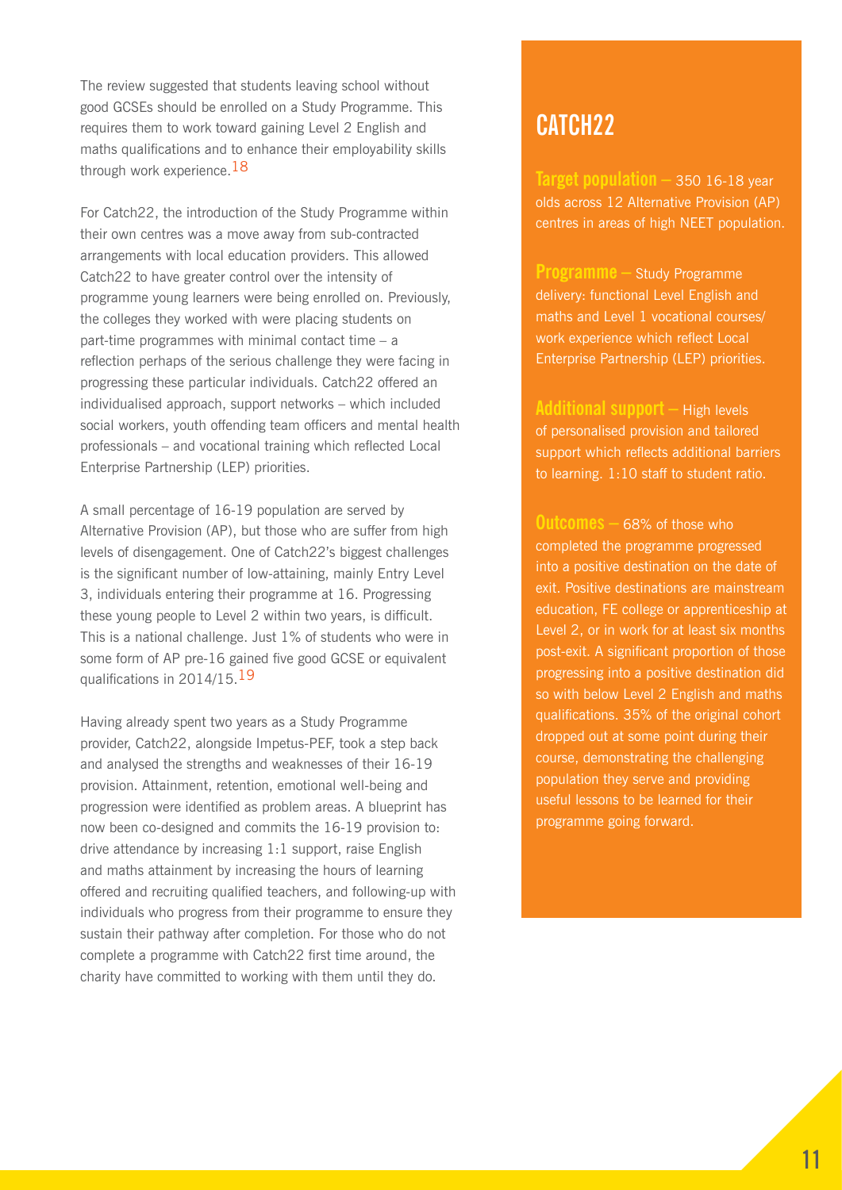The review suggested that students leaving school without good GCSEs should be enrolled on a Study Programme. This requires them to work toward gaining Level 2 English and maths qualifications and to enhance their employability skills through work experience.[18]

For Catch22, the introduction of the Study Programme within their own centres was a move away from sub-contracted arrangements with local education providers. This allowed Catch22 to have greater control over the intensity of programme young learners were being enrolled on. Previously, the colleges they worked with were placing students on part-time programmes with minimal contact time – a reflection perhaps of the serious challenge they were facing in progressing these particular individuals. Catch22 offered an individualised approach, support networks – which included social workers, youth offending team officers and mental health professionals – and vocational training which reflected Local Enterprise Partnership (LEP) priorities.

A small percentage of 16-19 population are served by Alternative Provision (AP), but those who are suffer from high levels of disengagement. One of Catch22's biggest challenges is the significant number of low-attaining, mainly Entry Level 3, individuals entering their programme at 16. Progressing these young people to Level 2 within two years, is difficult. This is a national challenge. Just 1% of students who were in some form of AP pre-16 gained five good GCSE or equivalent qualifications in 2014/15.[19]

Having already spent two years as a Study Programme provider, Catch22, alongside Impetus-PEF, took a step back and analysed the strengths and weaknesses of their 16-19 provision. Attainment, retention, emotional well-being and progression were identified as problem areas. A blueprint has now been co-designed and commits the 16-19 provision to: drive attendance by increasing 1:1 support, raise English and maths attainment by increasing the hours of learning offered and recruiting qualified teachers, and following-up with individuals who progress from their programme to ensure they sustain their pathway after completion. For those who do not complete a programme with Catch22 first time around, the charity have committed to working with them until they do.

## CATCH22

**Target population** – 350 16-18 year olds across 12 Alternative Provision (AP) centres in areas of high NEET population.

**Programme** – Study Programme delivery: functional Level English and maths and Level 1 vocational courses/ work experience which reflect Local Enterprise Partnership (LEP) priorities.

**Additional support** – High levels of personalised provision and tailored support which reflects additional barriers to learning. 1:10 staff to student ratio.

**Outcomes** – 68% of those who completed the programme progressed into a positive destination on the date of exit. Positive destinations are mainstream education, FE college or apprenticeship at Level 2, or in work for at least six months post-exit. A significant proportion of those progressing into a positive destination did so with below Level 2 English and maths qualifications. 35% of the original cohort dropped out at some point during their course, demonstrating the challenging population they serve and providing useful lessons to be learned for their programme going forward.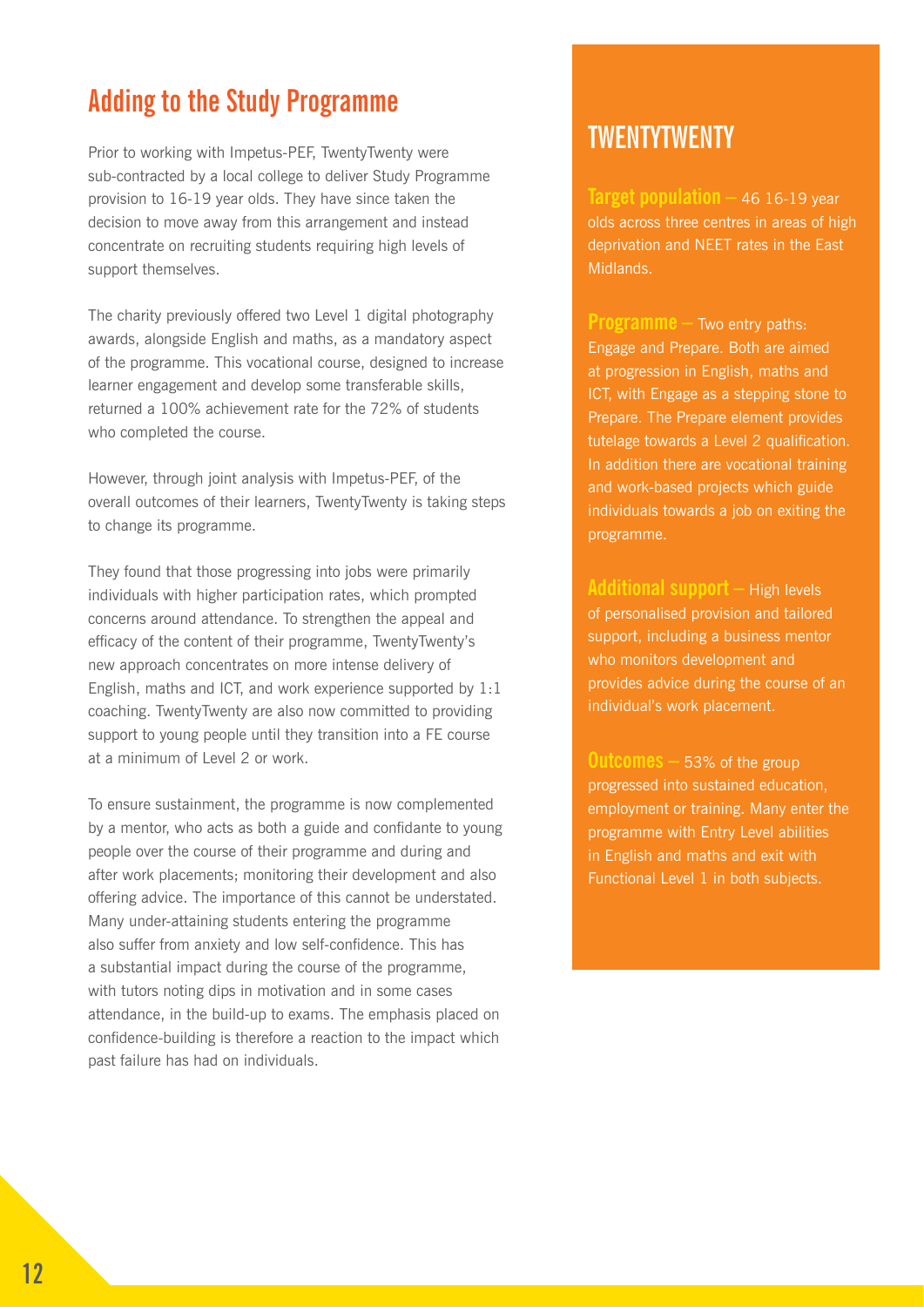## Adding to the Study Programme

Prior to working with Impetus-PEF, TwentyTwenty were sub-contracted by a local college to deliver Study Programme provision to 16-19 year olds. They have since taken the decision to move away from this arrangement and instead concentrate on recruiting students requiring high levels of support themselves.

The charity previously offered two Level 1 digital photography awards, alongside English and maths, as a mandatory aspect of the programme. This vocational course, designed to increase learner engagement and develop some transferable skills, returned a 100% achievement rate for the 72% of students who completed the course.

However, through joint analysis with Impetus-PEF, of the overall outcomes of their learners, TwentyTwenty is taking steps to change its programme.

They found that those progressing into jobs were primarily individuals with higher participation rates, which prompted concerns around attendance. To strengthen the appeal and efficacy of the content of their programme, TwentyTwenty's new approach concentrates on more intense delivery of English, maths and ICT, and work experience supported by 1:1 coaching. TwentyTwenty are also now committed to providing support to young people until they transition into a FE course at a minimum of Level 2 or work.

To ensure sustainment, the programme is now complemented by a mentor, who acts as both a guide and confidante to young people over the course of their programme and during and after work placements; monitoring their development and also offering advice. The importance of this cannot be understated. Many under-attaining students entering the programme also suffer from anxiety and low self-confidence. This has a substantial impact during the course of the programme, with tutors noting dips in motivation and in some cases attendance, in the build-up to exams. The emphasis placed on confidence-building is therefore a reaction to the impact which past failure has had on individuals.

## TWENTYTWENTY

**Target population** – 46 16-19 year olds across three centres in areas of high deprivation and NEET rates in the East Midlands.

**Programme** – Two entry paths: Engage and Prepare. Both are aimed at progression in English, maths and ICT, with Engage as a stepping stone to Prepare. The Prepare element provides tutelage towards a Level 2 qualification. In addition there are vocational training and work-based projects which guide individuals towards a job on exiting the programme.

**Additional support** – High levels of personalised provision and tailored support, including a business mentor who monitors development and provides advice during the course of an individual's work placement.

**Outcomes** – 53% of the group progressed into sustained education, employment or training. Many enter the programme with Entry Level abilities in English and maths and exit with Functional Level 1 in both subjects.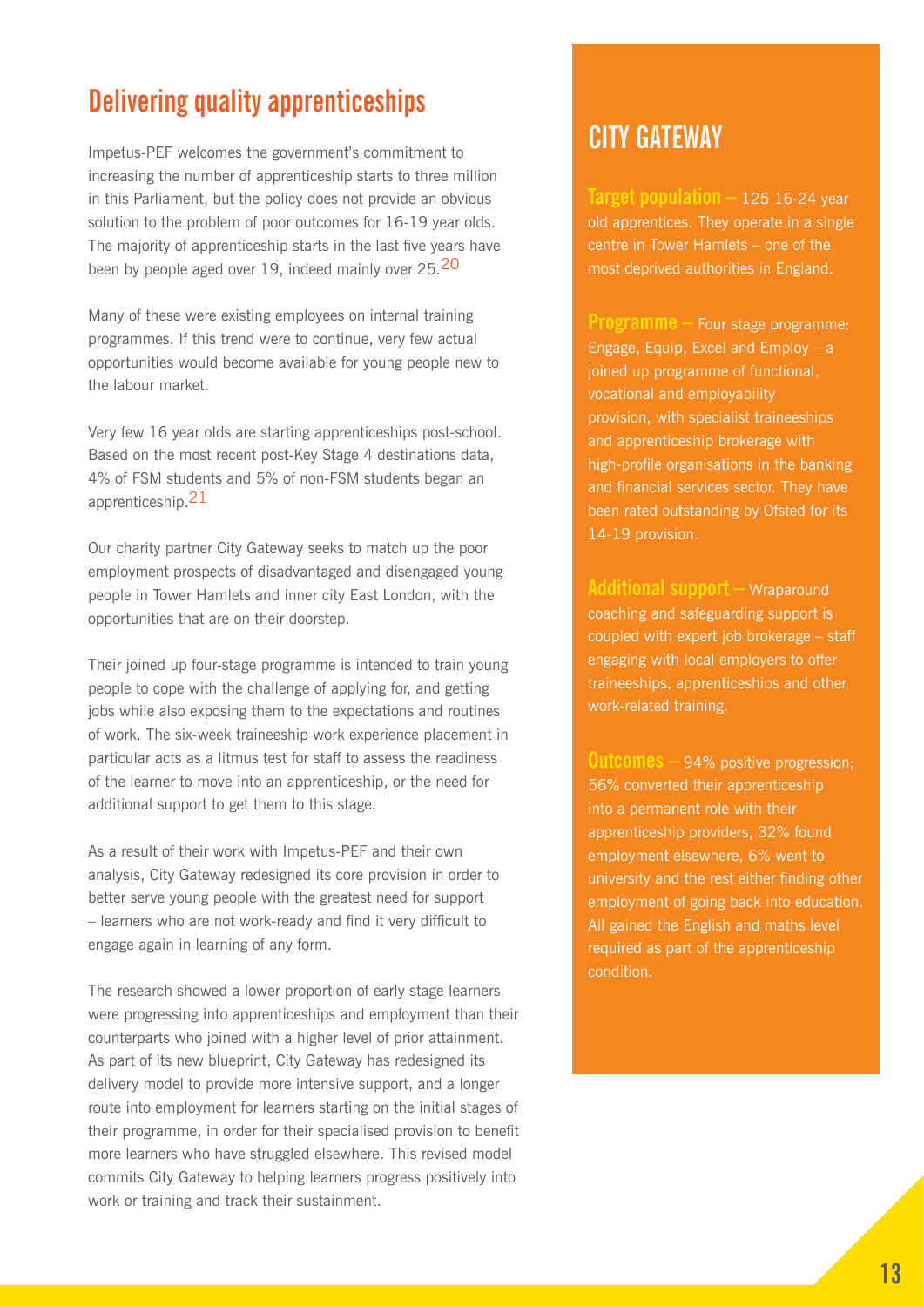## Delivering quality apprenticeships

Impetus-PEF welcomes the government's commitment to increasing the number of apprenticeship starts to three million in this Parliament, but the policy does not provide an obvious solution to the problem of poor outcomes for 16-19 year olds. The majority of apprenticeship starts in the last five years have been by people aged over 19, indeed mainly over 25.[20]

Many of these were existing employees on internal training programmes. If this trend were to continue, very few actual opportunities would become available for young people new to the labour market.

Very few 16 year olds are starting apprenticeships post-school. Based on the most recent post-Key Stage 4 destinations data, 4% of FSM students and 5% of non-FSM students began an apprenticeship.[21]

Our charity partner City Gateway seeks to match up the poor employment prospects of disadvantaged and disengaged young people in Tower Hamlets and inner city East London, with the opportunities that are on their doorstep.

Their joined up four-stage programme is intended to train young people to cope with the challenge of applying for, and getting jobs while also exposing them to the expectations and routines of work. The six-week traineeship work experience placement in particular acts as a litmus test for staff to assess the readiness of the learner to move into an apprenticeship, or the need for additional support to get them to this stage.

As a result of their work with Impetus-PEF and their own analysis, City Gateway redesigned its core provision in order to better serve young people with the greatest need for support – learners who are not work-ready and find it very difficult to engage again in learning of any form.

The research showed a lower proportion of early stage learners were progressing into apprenticeships and employment than their counterparts who joined with a higher level of prior attainment. As part of its new blueprint, City Gateway has redesigned its delivery model to provide more intensive support, and a longer route into employment for learners starting on the initial stages of their programme, in order for their specialised provision to benefit more learners who have struggled elsewhere. This revised model commits City Gateway to helping learners progress positively into work or training and track their sustainment.

## CITY GATEWAY

**Target population** – 125 16-24 year old apprentices. They operate in a single centre in Tower Hamlets – one of the most deprived authorities in England.

**Programme** – Four stage programme: Engage, Equip, Excel and Employ – a joined up programme of functional, vocational and employability provision, with specialist traineeships and apprenticeship brokerage with high-profile organisations in the banking and financial services sector. They have been rated outstanding by Ofsted for its 14-19 provision.

**Additional support** – Wraparound coaching and safeguarding support is coupled with expert job brokerage – staff engaging with local employers to offer traineeships, apprenticeships and other work-related training.

**Outcomes** – 94% positive progression; 56% converted their apprenticeship into a permanent role with their apprenticeship providers, 32% found employment elsewhere, 6% went to university and the rest either finding other employment of going back into education. All gained the English and maths level required as part of the apprenticeship condition.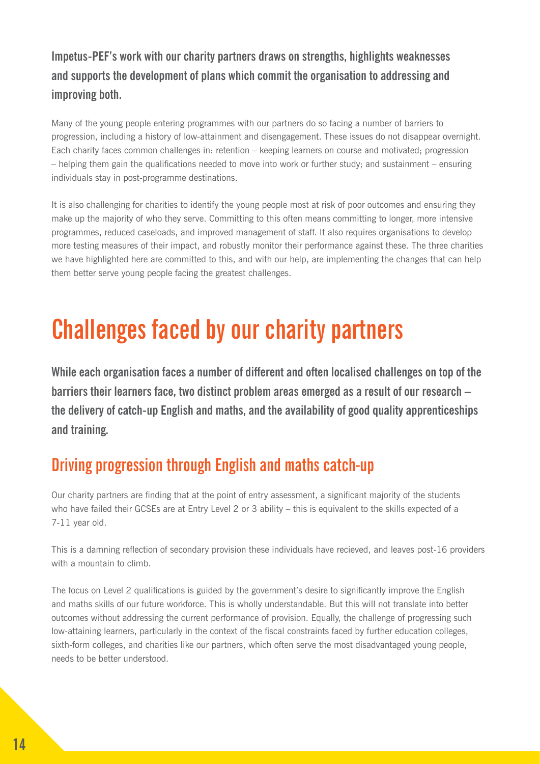**Impetus-PEF's work with our charity partners draws on strengths, highlights weaknesses and supports the development of plans which commit the organisation to addressing and improving both.**

Many of the young people entering programmes with our partners do so facing a number of barriers to progression, including a history of low-attainment and disengagement. These issues do not disappear overnight. Each charity faces common challenges in: retention – keeping learners on course and motivated; progression – helping them gain the qualifications needed to move into work or further study; and sustainment – ensuring individuals stay in post-programme destinations.

It is also challenging for charities to identify the young people most at risk of poor outcomes and ensuring they make up the majority of who they serve. Committing to this often means committing to longer, more intensive programmes, reduced caseloads, and improved management of staff. It also requires organisations to develop more testing measures of their impact, and robustly monitor their performance against these. The three charities we have highlighted here are committed to this, and with our help, are implementing the changes that can help them better serve young people facing the greatest challenges.

# Challenges faced by our charity partners

**While each organisation faces a number of different and often localised challenges on top of the barriers their learners face, two distinct problem areas emerged as a result of our research – the delivery of catch-up English and maths, and the availability of good quality apprenticeships and training.**

## Driving progression through English and maths catch-up

Our charity partners are finding that at the point of entry assessment, a significant majority of the students who have failed their GCSEs are at Entry Level 2 or 3 ability – this is equivalent to the skills expected of a 7-11 year old.

This is a damning reflection of secondary provision these individuals have recieved, and leaves post-16 providers with a mountain to climb.

The focus on Level 2 qualifications is guided by the government's desire to significantly improve the English and maths skills of our future workforce. This is wholly understandable. But this will not translate into better outcomes without addressing the current performance of provision. Equally, the challenge of progressing such low-attaining learners, particularly in the context of the fiscal constraints faced by further education colleges, sixth-form colleges, and charities like our partners, which often serve the most disadvantaged young people, needs to be better understood.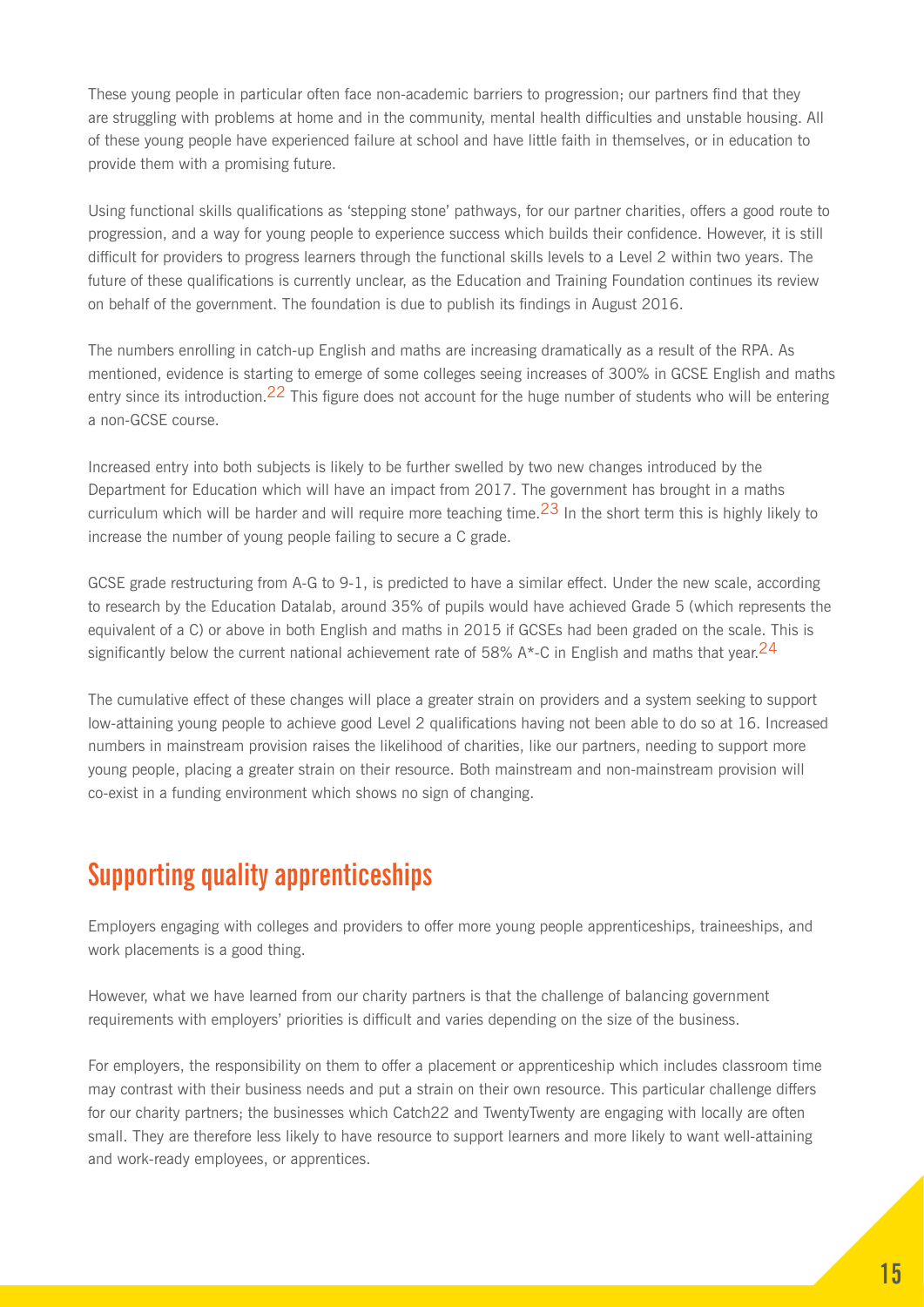These young people in particular often face non-academic barriers to progression; our partners find that they are struggling with problems at home and in the community, mental health difficulties and unstable housing. All of these young people have experienced failure at school and have little faith in themselves, or in education to provide them with a promising future.

Using functional skills qualifications as 'stepping stone' pathways, for our partner charities, offers a good route to progression, and a way for young people to experience success which builds their confidence. However, it is still difficult for providers to progress learners through the functional skills levels to a Level 2 within two years. The future of these qualifications is currently unclear, as the Education and Training Foundation continues its review on behalf of the government. The foundation is due to publish its findings in August 2016.

The numbers enrolling in catch-up English and maths are increasing dramatically as a result of the RPA. As mentioned, evidence is starting to emerge of some colleges seeing increases of 300% in GCSE English and maths entry since its introduction.[22] This figure does not account for the huge number of students who will be entering a non-GCSE course.

Increased entry into both subjects is likely to be further swelled by two new changes introduced by the Department for Education which will have an impact from 2017. The government has brought in a maths curriculum which will be harder and will require more teaching time.[23] In the short term this is highly likely to increase the number of young people failing to secure a C grade.

GCSE grade restructuring from A-G to 9-1, is predicted to have a similar effect. Under the new scale, according to research by the Education Datalab, around 35% of pupils would have achieved Grade 5 (which represents the equivalent of a C) or above in both English and maths in 2015 if GCSEs had been graded on the scale. This is significantly below the current national achievement rate of 58% A*-C in English and maths that year.[24]

The cumulative effect of these changes will place a greater strain on providers and a system seeking to support low-attaining young people to achieve good Level 2 qualifications having not been able to do so at 16. Increased numbers in mainstream provision raises the likelihood of charities, like our partners, needing to support more young people, placing a greater strain on their resource. Both mainstream and non-mainstream provision will co-exist in a funding environment which shows no sign of changing.

## Supporting quality apprenticeships

Employers engaging with colleges and providers to offer more young people apprenticeships, traineeships, and work placements is a good thing.

However, what we have learned from our charity partners is that the challenge of balancing government requirements with employers' priorities is difficult and varies depending on the size of the business.

For employers, the responsibility on them to offer a placement or apprenticeship which includes classroom time may contrast with their business needs and put a strain on their own resource. This particular challenge differs for our charity partners; the businesses which Catch22 and TwentyTwenty are engaging with locally are often small. They are therefore less likely to have resource to support learners and more likely to want well-attaining and work-ready employees, or apprentices.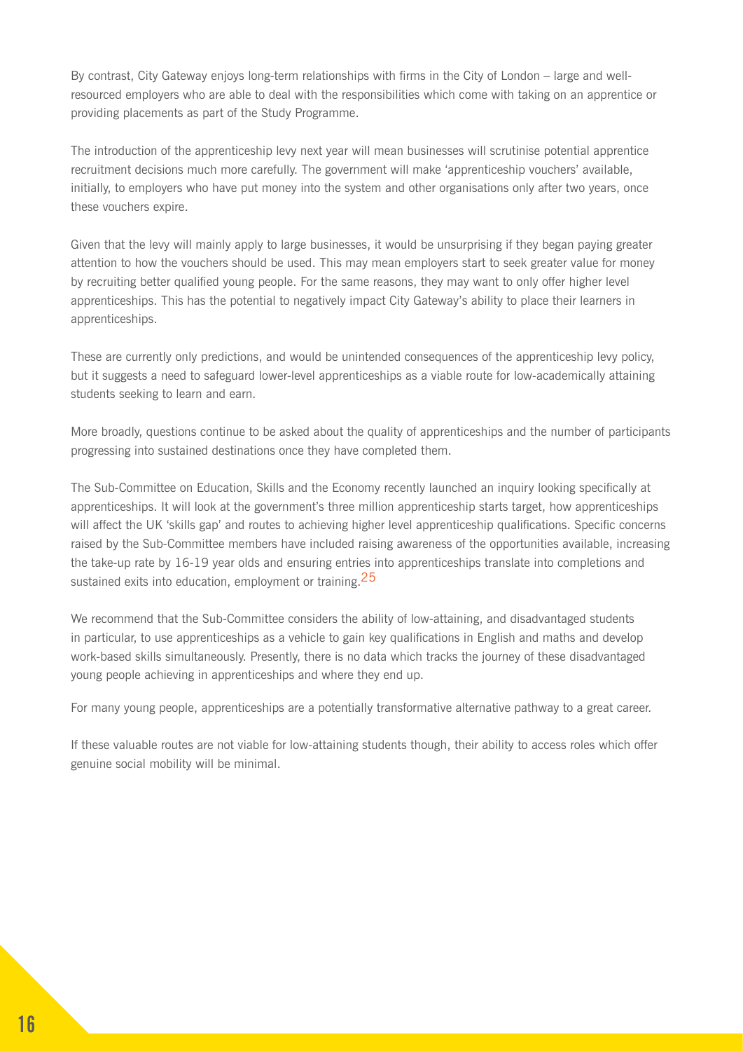By contrast, City Gateway enjoys long-term relationships with firms in the City of London – large and well-resourced employers who are able to deal with the responsibilities which come with taking on an apprentice or providing placements as part of the Study Programme.

The introduction of the apprenticeship levy next year will mean businesses will scrutinise potential apprentice recruitment decisions much more carefully. The government will make 'apprenticeship vouchers' available, initially, to employers who have put money into the system and other organisations only after two years, once these vouchers expire.

Given that the levy will mainly apply to large businesses, it would be unsurprising if they began paying greater attention to how the vouchers should be used. This may mean employers start to seek greater value for money by recruiting better qualified young people. For the same reasons, they may want to only offer higher level apprenticeships. This has the potential to negatively impact City Gateway's ability to place their learners in apprenticeships.

These are currently only predictions, and would be unintended consequences of the apprenticeship levy policy, but it suggests a need to safeguard lower-level apprenticeships as a viable route for low-academically attaining students seeking to learn and earn.

More broadly, questions continue to be asked about the quality of apprenticeships and the number of participants progressing into sustained destinations once they have completed them.

The Sub-Committee on Education, Skills and the Economy recently launched an inquiry looking specifically at apprenticeships. It will look at the government's three million apprenticeship starts target, how apprenticeships will affect the UK 'skills gap' and routes to achieving higher level apprenticeship qualifications. Specific concerns raised by the Sub-Committee members have included raising awareness of the opportunities available, increasing the take-up rate by 16-19 year olds and ensuring entries into apprenticeships translate into completions and sustained exits into education, employment or training.[25]

We recommend that the Sub-Committee considers the ability of low-attaining, and disadvantaged students in particular, to use apprenticeships as a vehicle to gain key qualifications in English and maths and develop work-based skills simultaneously. Presently, there is no data which tracks the journey of these disadvantaged young people achieving in apprenticeships and where they end up.

For many young people, apprenticeships are a potentially transformative alternative pathway to a great career.

If these valuable routes are not viable for low-attaining students though, their ability to access roles which offer genuine social mobility will be minimal.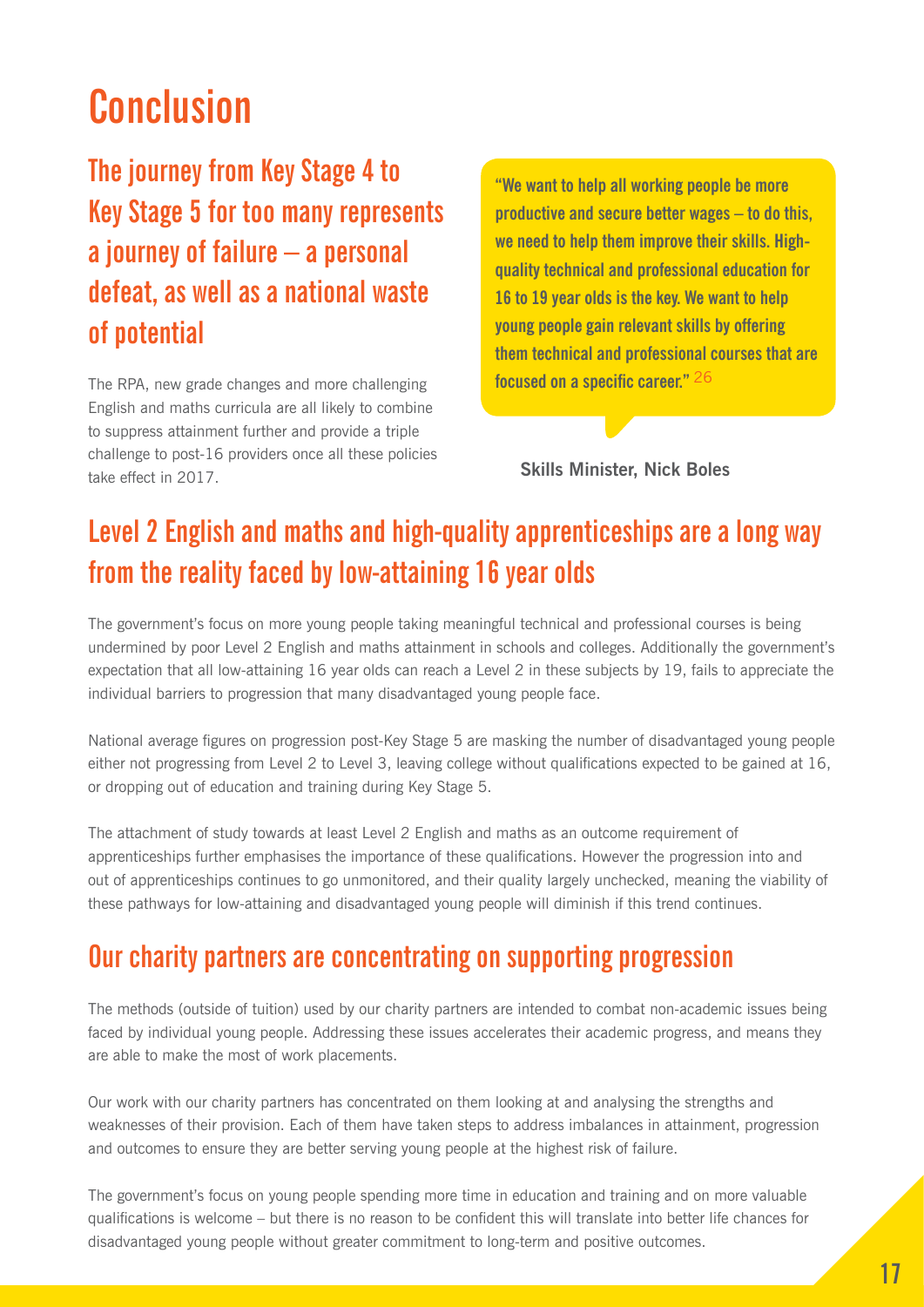# Conclusion

## The journey from Key Stage 4 to Key Stage 5 for too many represents a journey of failure – a personal defeat, as well as a national waste of potential

The RPA, new grade changes and more challenging English and maths curricula are all likely to combine to suppress attainment further and provide a triple challenge to post-16 providers once all these policies take effect in 2017.

> **"We want to help all working people be more productive and secure better wages – to do this, we need to help them improve their skills. High-quality technical and professional education for 16 to 19 year olds is the key. We want to help young people gain relevant skills by offering them technical and professional courses that are focused on a specific career."** [26]
>
> **Skills Minister, Nick Boles**

## Level 2 English and maths and high-quality apprenticeships are a long way from the reality faced by low-attaining 16 year olds

The government's focus on more young people taking meaningful technical and professional courses is being undermined by poor Level 2 English and maths attainment in schools and colleges. Additionally the government's expectation that all low-attaining 16 year olds can reach a Level 2 in these subjects by 19, fails to appreciate the individual barriers to progression that many disadvantaged young people face.

National average figures on progression post-Key Stage 5 are masking the number of disadvantaged young people either not progressing from Level 2 to Level 3, leaving college without qualifications expected to be gained at 16, or dropping out of education and training during Key Stage 5.

The attachment of study towards at least Level 2 English and maths as an outcome requirement of apprenticeships further emphasises the importance of these qualifications. However the progression into and out of apprenticeships continues to go unmonitored, and their quality largely unchecked, meaning the viability of these pathways for low-attaining and disadvantaged young people will diminish if this trend continues.

## Our charity partners are concentrating on supporting progression

The methods (outside of tuition) used by our charity partners are intended to combat non-academic issues being faced by individual young people. Addressing these issues accelerates their academic progress, and means they are able to make the most of work placements.

Our work with our charity partners has concentrated on them looking at and analysing the strengths and weaknesses of their provision. Each of them have taken steps to address imbalances in attainment, progression and outcomes to ensure they are better serving young people at the highest risk of failure.

The government's focus on young people spending more time in education and training and on more valuable qualifications is welcome – but there is no reason to be confident this will translate into better life chances for disadvantaged young people without greater commitment to long-term and positive outcomes.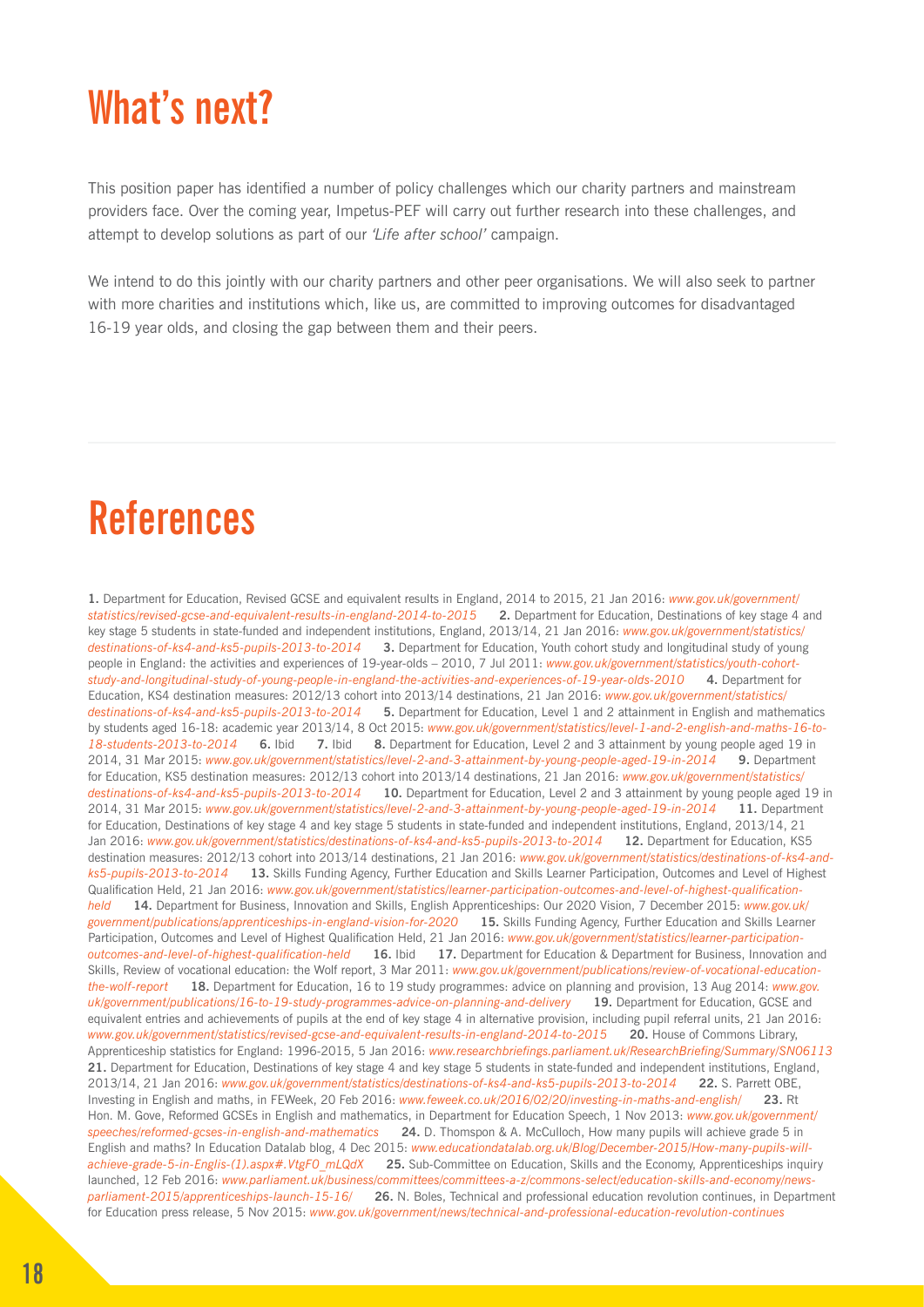# What's next?

This position paper has identified a number of policy challenges which our charity partners and mainstream providers face. Over the coming year, Impetus-PEF will carry out further research into these challenges, and attempt to develop solutions as part of our *'Life after school'* campaign.

We intend to do this jointly with our charity partners and other peer organisations. We will also seek to partner with more charities and institutions which, like us, are committed to improving outcomes for disadvantaged 16-19 year olds, and closing the gap between them and their peers.

# References

**1.** Department for Education, Revised GCSE and equivalent results in England, 2014 to 2015, 21 Jan 2016: *www.gov.uk/government/statistics/revised-gcse-and-equivalent-results-in-england-2014-to-2015* **2.** Department for Education, Destinations of key stage 4 and key stage 5 students in state-funded and independent institutions, England, 2013/14, 21 Jan 2016: *www.gov.uk/government/statistics/destinations-of-ks4-and-ks5-pupils-2013-to-2014* **3.** Department for Education, Youth cohort study and longitudinal study of young people in England: the activities and experiences of 19-year-olds – 2010, 7 Jul 2011: *www.gov.uk/government/statistics/youth-cohort-study-and-longitudinal-study-of-young-people-in-england-the-activities-and-experiences-of-19-year-olds-2010* **4.** Department for Education, KS4 destination measures: 2012/13 cohort into 2013/14 destinations, 21 Jan 2016: *www.gov.uk/government/statistics/destinations-of-ks4-and-ks5-pupils-2013-to-2014* **5.** Department for Education, Level 1 and 2 attainment in English and mathematics by students aged 16-18: academic year 2013/14, 8 Oct 2015: *www.gov.uk/government/statistics/level-1-and-2-english-and-maths-16-to-18-students-2013-to-2014* **6.** Ibid **7.** Ibid **8.** Department for Education, Level 2 and 3 attainment by young people aged 19 in 2014, 31 Mar 2015: *www.gov.uk/government/statistics/level-2-and-3-attainment-by-young-people-aged-19-in-2014* **9.** Department for Education, KS5 destination measures: 2012/13 cohort into 2013/14 destinations, 21 Jan 2016: *www.gov.uk/government/statistics/destinations-of-ks4-and-ks5-pupils-2013-to-2014* **10.** Department for Education, Level 2 and 3 attainment by young people aged 19 in 2014, 31 Mar 2015: *www.gov.uk/government/statistics/level-2-and-3-attainment-by-young-people-aged-19-in-2014* **11.** Department for Education, Destinations of key stage 4 and key stage 5 students in state-funded and independent institutions, England, 2013/14, 21 Jan 2016: *www.gov.uk/government/statistics/destinations-of-ks4-and-ks5-pupils-2013-to-2014* **12.** Department for Education, KS5 destination measures: 2012/13 cohort into 2013/14 destinations, 21 Jan 2016: *www.gov.uk/government/statistics/destinations-of-ks4-and-ks5-pupils-2013-to-2014* **13.** Skills Funding Agency, Further Education and Skills Learner Participation, Outcomes and Level of Highest Qualification Held, 21 Jan 2016: *www.gov.uk/government/statistics/learner-participation-outcomes-and-level-of-highest-qualification-held* **14.** Department for Business, Innovation and Skills, English Apprenticeships: Our 2020 Vision, 7 December 2015: *www.gov.uk/government/publications/apprenticeships-in-england-vision-for-2020* **15.** Skills Funding Agency, Further Education and Skills Learner Participation, Outcomes and Level of Highest Qualification Held, 21 Jan 2016: *www.gov.uk/government/statistics/learner-participation-outcomes-and-level-of-highest-qualification-held* **16.** Ibid **17.** Department for Education & Department for Business, Innovation and Skills, Review of vocational education: the Wolf report, 3 Mar 2011: *www.gov.uk/government/publications/review-of-vocational-education-the-wolf-report* **18.** Department for Education, 16 to 19 study programmes: advice on planning and provision, 13 Aug 2014: *www.gov.uk/government/publications/16-to-19-study-programmes-advice-on-planning-and-delivery* **19.** Department for Education, GCSE and equivalent entries and achievements of pupils at the end of key stage 4 in alternative provision, including pupil referral units, 21 Jan 2016: *www.gov.uk/government/statistics/revised-gcse-and-equivalent-results-in-england-2014-to-2015* **20.** House of Commons Library, Apprenticeship statistics for England: 1996-2015, 5 Jan 2016: *www.researchbriefings.parliament.uk/ResearchBriefing/Summary/SN06113* **21.** Department for Education, Destinations of key stage 4 and key stage 5 students in state-funded and independent institutions, England, 2013/14, 21 Jan 2016: *www.gov.uk/government/statistics/destinations-of-ks4-and-ks5-pupils-2013-to-2014* **22.** S. Parrett OBE, Investing in English and maths, in FEWeek, 20 Feb 2016: *www.feweek.co.uk/2016/02/20/investing-in-maths-and-english/* **23.** Rt Hon. M. Gove, Reformed GCSEs in English and mathematics, in Department for Education Speech, 1 Nov 2013: *www.gov.uk/government/speeches/reformed-gcses-in-english-and-mathematics* **24.** D. Thomspon & A. McCulloch, How many pupils will achieve grade 5 in English and maths? In Education Datalab blog, 4 Dec 2015: *www.educationdatalab.org.uk/Blog/December-2015/How-many-pupils-will-achieve-grade-5-in-Englis-(1).aspx#.VtgF0_mLQdX* **25.** Sub-Committee on Education, Skills and the Economy, Apprenticeships inquiry launched, 12 Feb 2016: *www.parliament.uk/business/committees/committees-a-z/commons-select/education-skills-and-economy/news-parliament-2015/apprenticeships-launch-15-16/* **26.** N. Boles, Technical and professional education revolution continues, in Department for Education press release, 5 Nov 2015: *www.gov.uk/government/news/technical-and-professional-education-revolution-continues*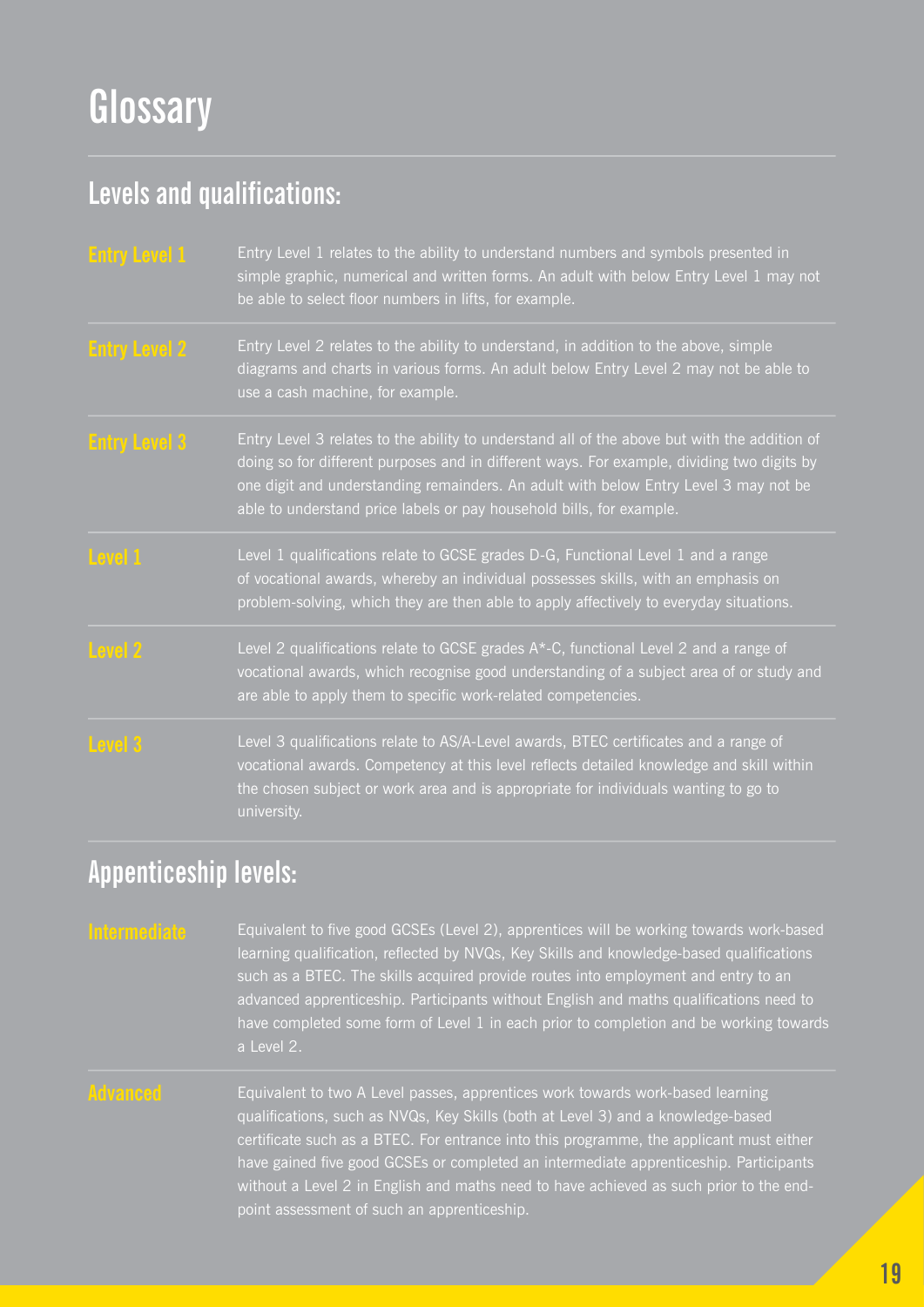# Glossary

## Levels and qualifications:

**Entry Level 1**

Entry Level 1 relates to the ability to understand numbers and symbols presented in simple graphic, numerical and written forms. An adult with below Entry Level 1 may not be able to select floor numbers in lifts, for example.

**Entry Level 2**

Entry Level 2 relates to the ability to understand, in addition to the above, simple diagrams and charts in various forms. An adult below Entry Level 2 may not be able to use a cash machine, for example.

**Entry Level 3**

Entry Level 3 relates to the ability to understand all of the above but with the addition of doing so for different purposes and in different ways. For example, dividing two digits by one digit and understanding remainders. An adult with below Entry Level 3 may not be able to understand price labels or pay household bills, for example.

**Level 1**

Level 1 qualifications relate to GCSE grades D-G, Functional Level 1 and a range of vocational awards, whereby an individual possesses skills, with an emphasis on problem-solving, which they are then able to apply affectively to everyday situations.

**Level 2**

Level 2 qualifications relate to GCSE grades A*-C, functional Level 2 and a range of vocational awards, which recognise good understanding of a subject area of or study and are able to apply them to specific work-related competencies.

**Level 3**

Level 3 qualifications relate to AS/A-Level awards, BTEC certificates and a range of vocational awards. Competency at this level reflects detailed knowledge and skill within the chosen subject or work area and is appropriate for individuals wanting to go to university.

## Appenticeship levels:

**Intermediate**

Equivalent to five good GCSEs (Level 2), apprentices will be working towards work-based learning qualification, reflected by NVQs, Key Skills and knowledge-based qualifications such as a BTEC. The skills acquired provide routes into employment and entry to an advanced apprenticeship. Participants without English and maths qualifications need to have completed some form of Level 1 in each prior to completion and be working towards a Level 2.

**Advanced**

Equivalent to two A Level passes, apprentices work towards work-based learning qualifications, such as NVQs, Key Skills (both at Level 3) and a knowledge-based certificate such as a BTEC. For entrance into this programme, the applicant must either have gained five good GCSEs or completed an intermediate apprenticeship. Participants without a Level 2 in English and maths need to have achieved as such prior to the end-point assessment of such an apprenticeship.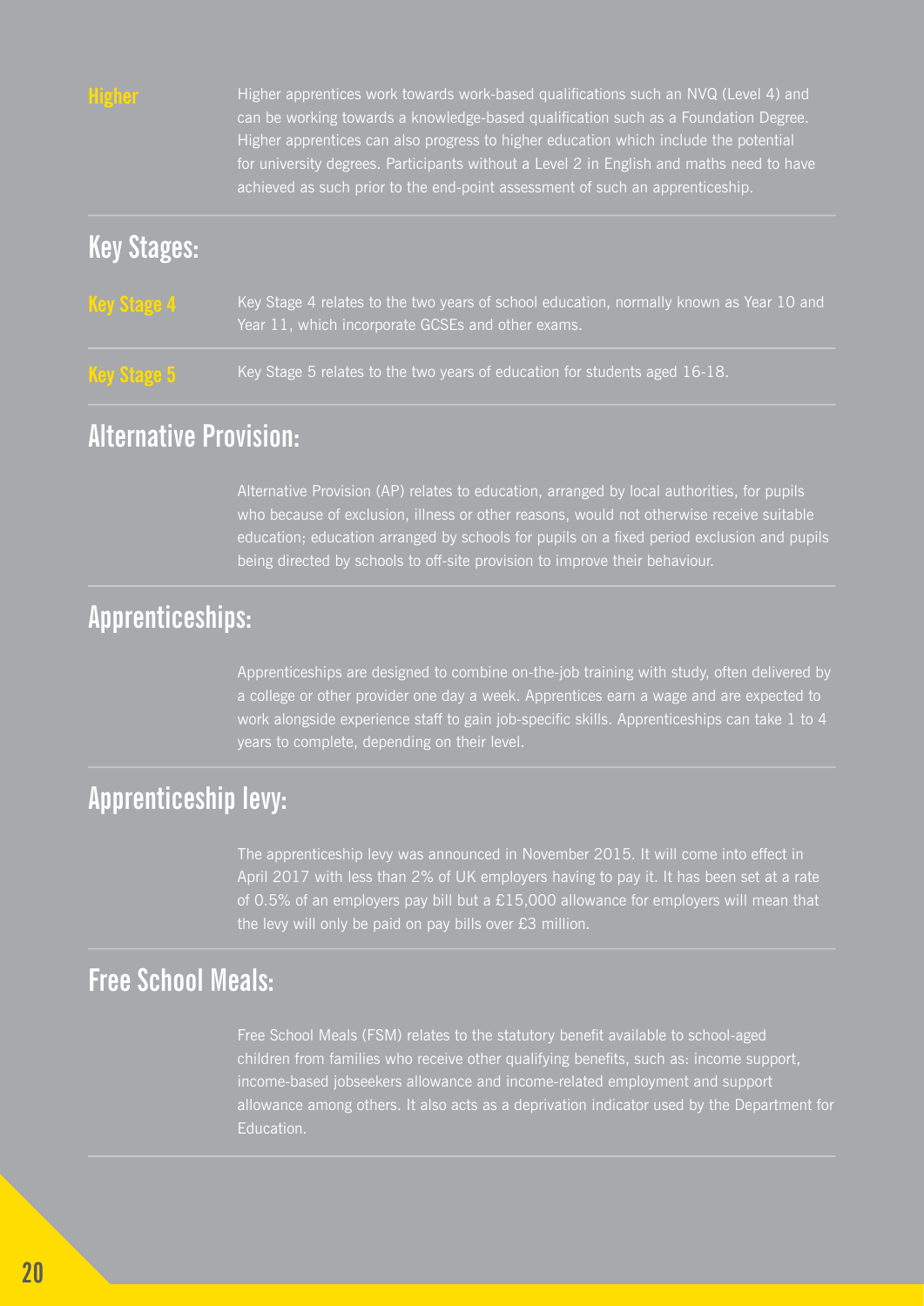**Higher**

Higher apprentices work towards work-based qualifications such an NVQ (Level 4) and can be working towards a knowledge-based qualification such as a Foundation Degree. Higher apprentices can also progress to higher education which include the potential for university degrees. Participants without a Level 2 in English and maths need to have achieved as such prior to the end-point assessment of such an apprenticeship.

## Key Stages:

**Key Stage 4**

Key Stage 4 relates to the two years of school education, normally known as Year 10 and Year 11, which incorporate GCSEs and other exams.

**Key Stage 5**

Key Stage 5 relates to the two years of education for students aged 16-18.

## Alternative Provision:

Alternative Provision (AP) relates to education, arranged by local authorities, for pupils who because of exclusion, illness or other reasons, would not otherwise receive suitable education; education arranged by schools for pupils on a fixed period exclusion and pupils being directed by schools to off-site provision to improve their behaviour.

## Apprenticeships:

Apprenticeships are designed to combine on-the-job training with study, often delivered by a college or other provider one day a week. Apprentices earn a wage and are expected to work alongside experience staff to gain job-specific skills. Apprenticeships can take 1 to 4 years to complete, depending on their level.

## Apprenticeship levy:

The apprenticeship levy was announced in November 2015. It will come into effect in April 2017 with less than 2% of UK employers having to pay it. It has been set at a rate of 0.5% of an employers pay bill but a £15,000 allowance for employers will mean that the levy will only be paid on pay bills over £3 million.

## Free School Meals:

Free School Meals (FSM) relates to the statutory benefit available to school-aged children from families who receive other qualifying benefits, such as: income support, income-based jobseekers allowance and income-related employment and support allowance among others. It also acts as a deprivation indicator used by the Department for Education.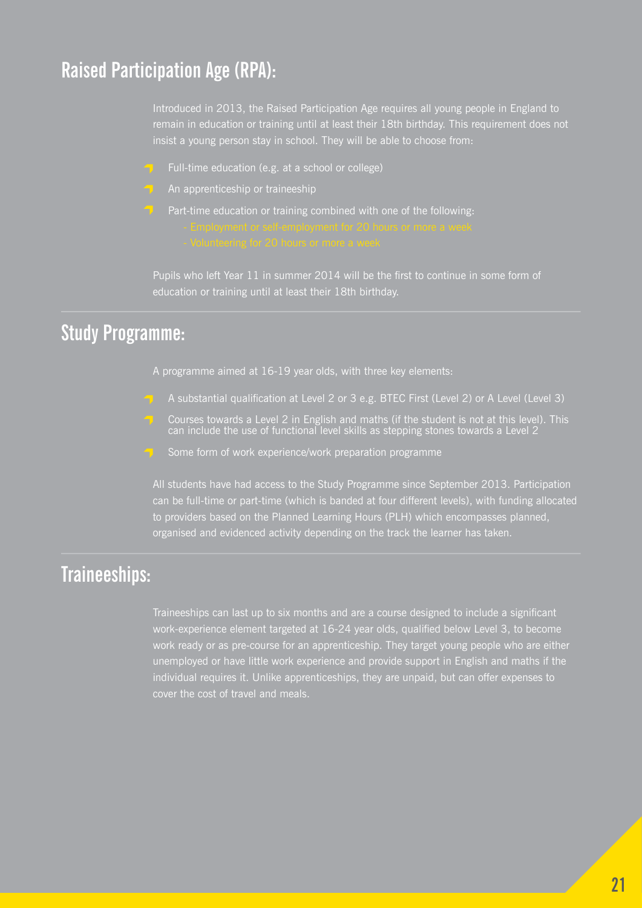## Raised Participation Age (RPA):

Introduced in 2013, the Raised Participation Age requires all young people in England to remain in education or training until at least their 18th birthday. This requirement does not insist a young person stay in school. They will be able to choose from:

- Full-time education (e.g. at a school or college)
- An apprenticeship or traineeship
- Part-time education or training combined with one of the following:
  - Employment or self-employment for 20 hours or more a week
  - Volunteering for 20 hours or more a week

Pupils who left Year 11 in summer 2014 will be the first to continue in some form of education or training until at least their 18th birthday.

## Study Programme:

A programme aimed at 16-19 year olds, with three key elements:

- A substantial qualification at Level 2 or 3 e.g. BTEC First (Level 2) or A Level (Level 3)
- Courses towards a Level 2 in English and maths (if the student is not at this level). This can include the use of functional level skills as stepping stones towards a Level 2
- Some form of work experience/work preparation programme

All students have had access to the Study Programme since September 2013. Participation can be full-time or part-time (which is banded at four different levels), with funding allocated to providers based on the Planned Learning Hours (PLH) which encompasses planned, organised and evidenced activity depending on the track the learner has taken.

## Traineeships:

Traineeships can last up to six months and are a course designed to include a significant work-experience element targeted at 16-24 year olds, qualified below Level 3, to become work ready or as pre-course for an apprenticeship. They target young people who are either unemployed or have little work experience and provide support in English and maths if the individual requires it. Unlike apprenticeships, they are unpaid, but can offer expenses to cover the cost of travel and meals.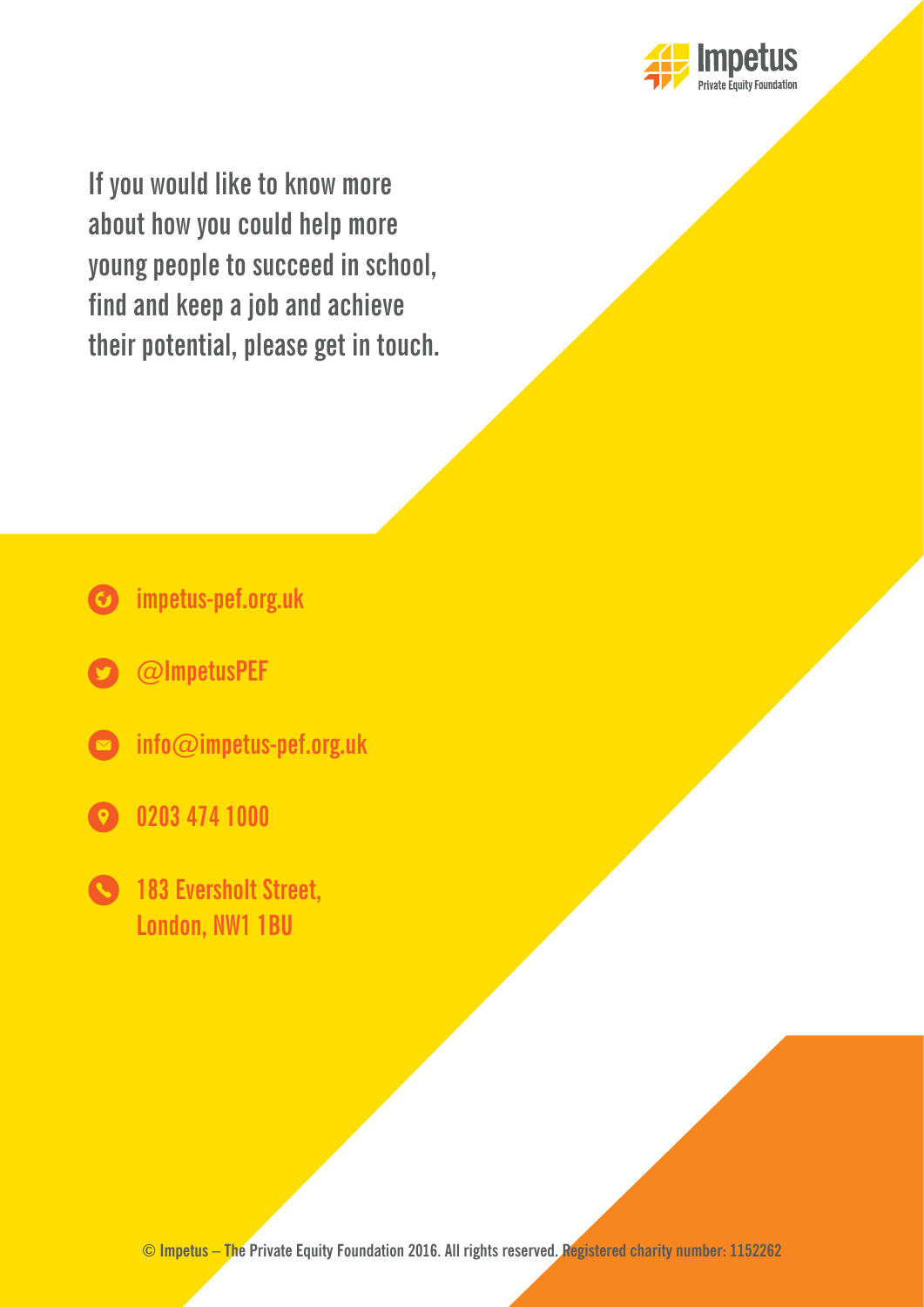Impetus
Private Equity Foundation

If you would like to know more about how you could help more young people to succeed in school, find and keep a job and achieve their potential, please get in touch.

impetus-pef.org.uk

@ImpetusPEF

info@impetus-pef.org.uk

0203 474 1000

183 Eversholt Street,
London, NW1 1BU

© Impetus – The Private Equity Foundation 2016. All rights reserved. Registered charity number: 1152262